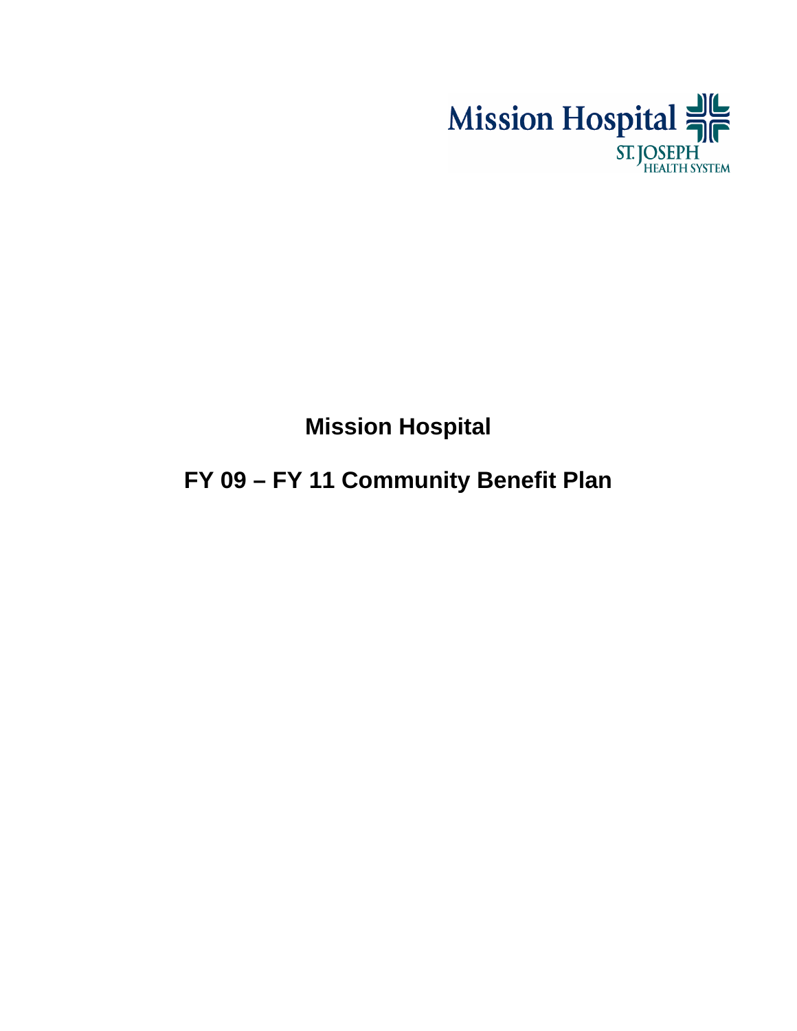Mission Hospital
ST. JOSEPH HEALTH SYSTEM

# Mission Hospital

# FY 09 – FY 11 Community Benefit Plan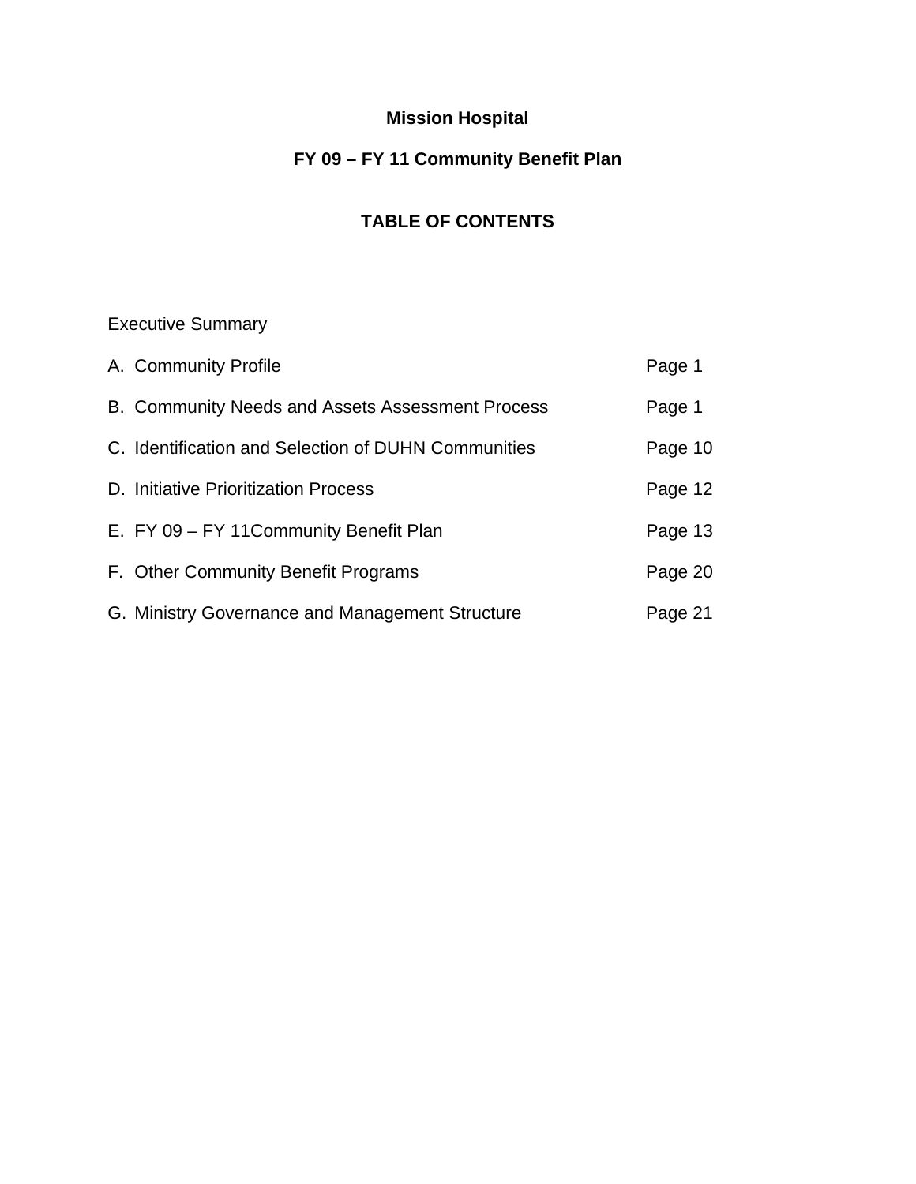# Mission Hospital

## FY 09 – FY 11 Community Benefit Plan

## TABLE OF CONTENTS

| | |
|---|---|
| Executive Summary | |
| A. Community Profile | Page 1 |
| B. Community Needs and Assets Assessment Process | Page 1 |
| C. Identification and Selection of DUHN Communities | Page 10 |
| D. Initiative Prioritization Process | Page 12 |
| E. FY 09 – FY 11Community Benefit Plan | Page 13 |
| F. Other Community Benefit Programs | Page 20 |
| G. Ministry Governance and Management Structure | Page 21 |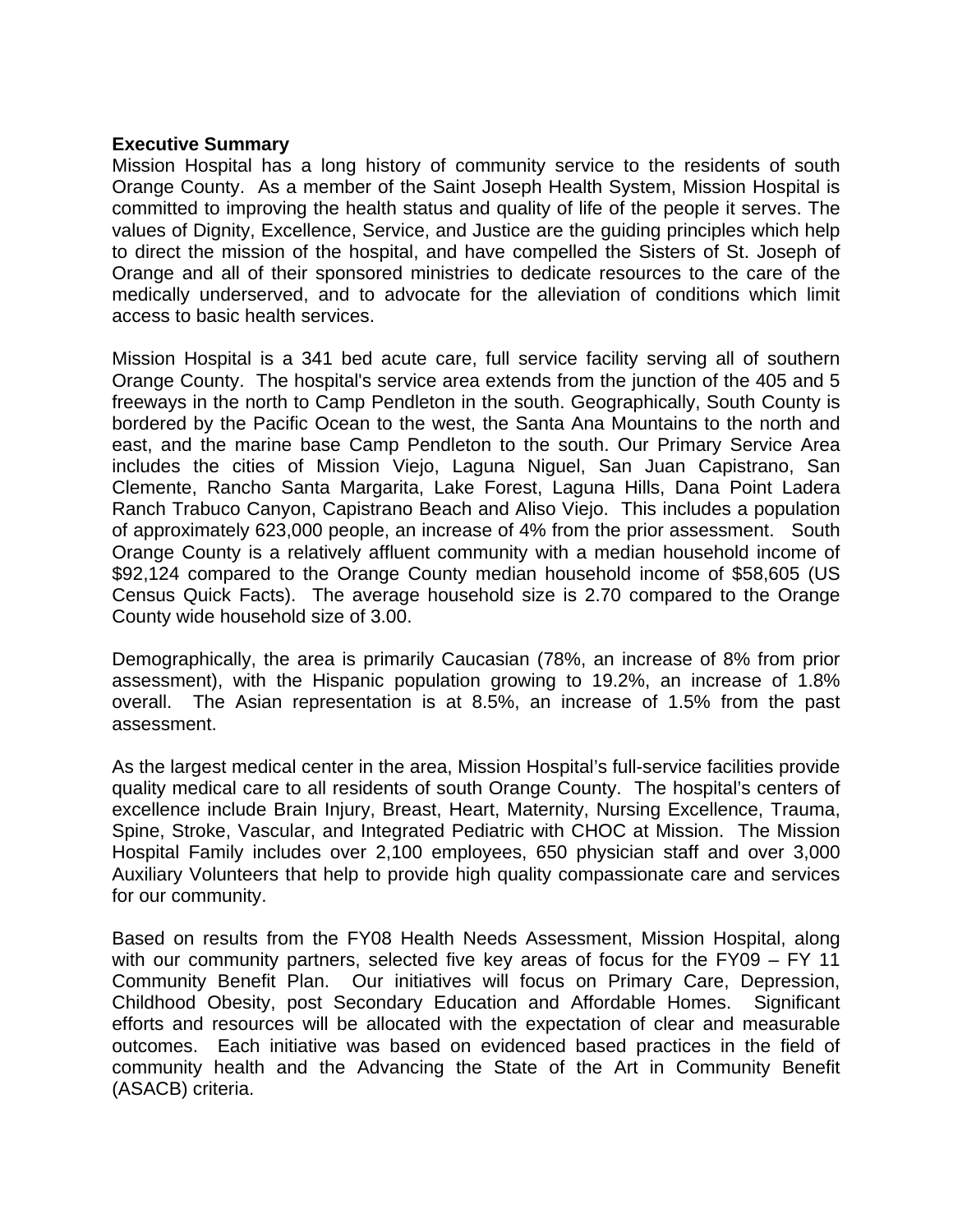**Executive Summary**

Mission Hospital has a long history of community service to the residents of south Orange County. As a member of the Saint Joseph Health System, Mission Hospital is committed to improving the health status and quality of life of the people it serves. The values of Dignity, Excellence, Service, and Justice are the guiding principles which help to direct the mission of the hospital, and have compelled the Sisters of St. Joseph of Orange and all of their sponsored ministries to dedicate resources to the care of the medically underserved, and to advocate for the alleviation of conditions which limit access to basic health services.

Mission Hospital is a 341 bed acute care, full service facility serving all of southern Orange County. The hospital's service area extends from the junction of the 405 and 5 freeways in the north to Camp Pendleton in the south. Geographically, South County is bordered by the Pacific Ocean to the west, the Santa Ana Mountains to the north and east, and the marine base Camp Pendleton to the south. Our Primary Service Area includes the cities of Mission Viejo, Laguna Niguel, San Juan Capistrano, San Clemente, Rancho Santa Margarita, Lake Forest, Laguna Hills, Dana Point Ladera Ranch Trabuco Canyon, Capistrano Beach and Aliso Viejo. This includes a population of approximately 623,000 people, an increase of 4% from the prior assessment. South Orange County is a relatively affluent community with a median household income of $92,124 compared to the Orange County median household income of $58,605 (US Census Quick Facts). The average household size is 2.70 compared to the Orange County wide household size of 3.00.

Demographically, the area is primarily Caucasian (78%, an increase of 8% from prior assessment), with the Hispanic population growing to 19.2%, an increase of 1.8% overall. The Asian representation is at 8.5%, an increase of 1.5% from the past assessment.

As the largest medical center in the area, Mission Hospital's full-service facilities provide quality medical care to all residents of south Orange County. The hospital's centers of excellence include Brain Injury, Breast, Heart, Maternity, Nursing Excellence, Trauma, Spine, Stroke, Vascular, and Integrated Pediatric with CHOC at Mission. The Mission Hospital Family includes over 2,100 employees, 650 physician staff and over 3,000 Auxiliary Volunteers that help to provide high quality compassionate care and services for our community.

Based on results from the FY08 Health Needs Assessment, Mission Hospital, along with our community partners, selected five key areas of focus for the FY09 – FY 11 Community Benefit Plan. Our initiatives will focus on Primary Care, Depression, Childhood Obesity, post Secondary Education and Affordable Homes. Significant efforts and resources will be allocated with the expectation of clear and measurable outcomes. Each initiative was based on evidenced based practices in the field of community health and the Advancing the State of the Art in Community Benefit (ASACB) criteria.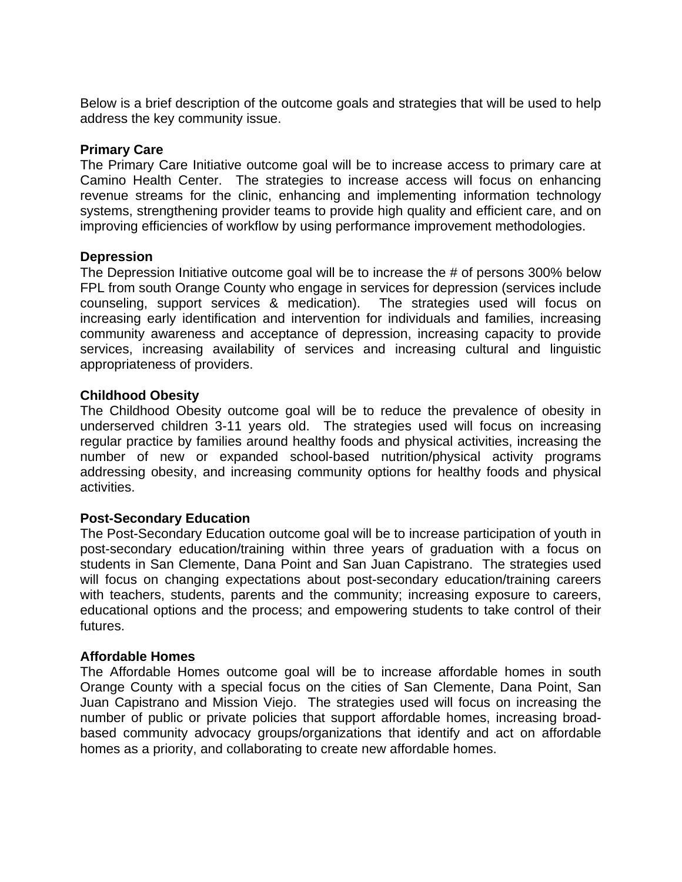Below is a brief description of the outcome goals and strategies that will be used to help address the key community issue.

**Primary Care**

The Primary Care Initiative outcome goal will be to increase access to primary care at Camino Health Center. The strategies to increase access will focus on enhancing revenue streams for the clinic, enhancing and implementing information technology systems, strengthening provider teams to provide high quality and efficient care, and on improving efficiencies of workflow by using performance improvement methodologies.

**Depression**

The Depression Initiative outcome goal will be to increase the # of persons 300% below FPL from south Orange County who engage in services for depression (services include counseling, support services & medication). The strategies used will focus on increasing early identification and intervention for individuals and families, increasing community awareness and acceptance of depression, increasing capacity to provide services, increasing availability of services and increasing cultural and linguistic appropriateness of providers.

**Childhood Obesity**

The Childhood Obesity outcome goal will be to reduce the prevalence of obesity in underserved children 3-11 years old. The strategies used will focus on increasing regular practice by families around healthy foods and physical activities, increasing the number of new or expanded school-based nutrition/physical activity programs addressing obesity, and increasing community options for healthy foods and physical activities.

**Post-Secondary Education**

The Post-Secondary Education outcome goal will be to increase participation of youth in post-secondary education/training within three years of graduation with a focus on students in San Clemente, Dana Point and San Juan Capistrano. The strategies used will focus on changing expectations about post-secondary education/training careers with teachers, students, parents and the community; increasing exposure to careers, educational options and the process; and empowering students to take control of their futures.

**Affordable Homes**

The Affordable Homes outcome goal will be to increase affordable homes in south Orange County with a special focus on the cities of San Clemente, Dana Point, San Juan Capistrano and Mission Viejo. The strategies used will focus on increasing the number of public or private policies that support affordable homes, increasing broad-based community advocacy groups/organizations that identify and act on affordable homes as a priority, and collaborating to create new affordable homes.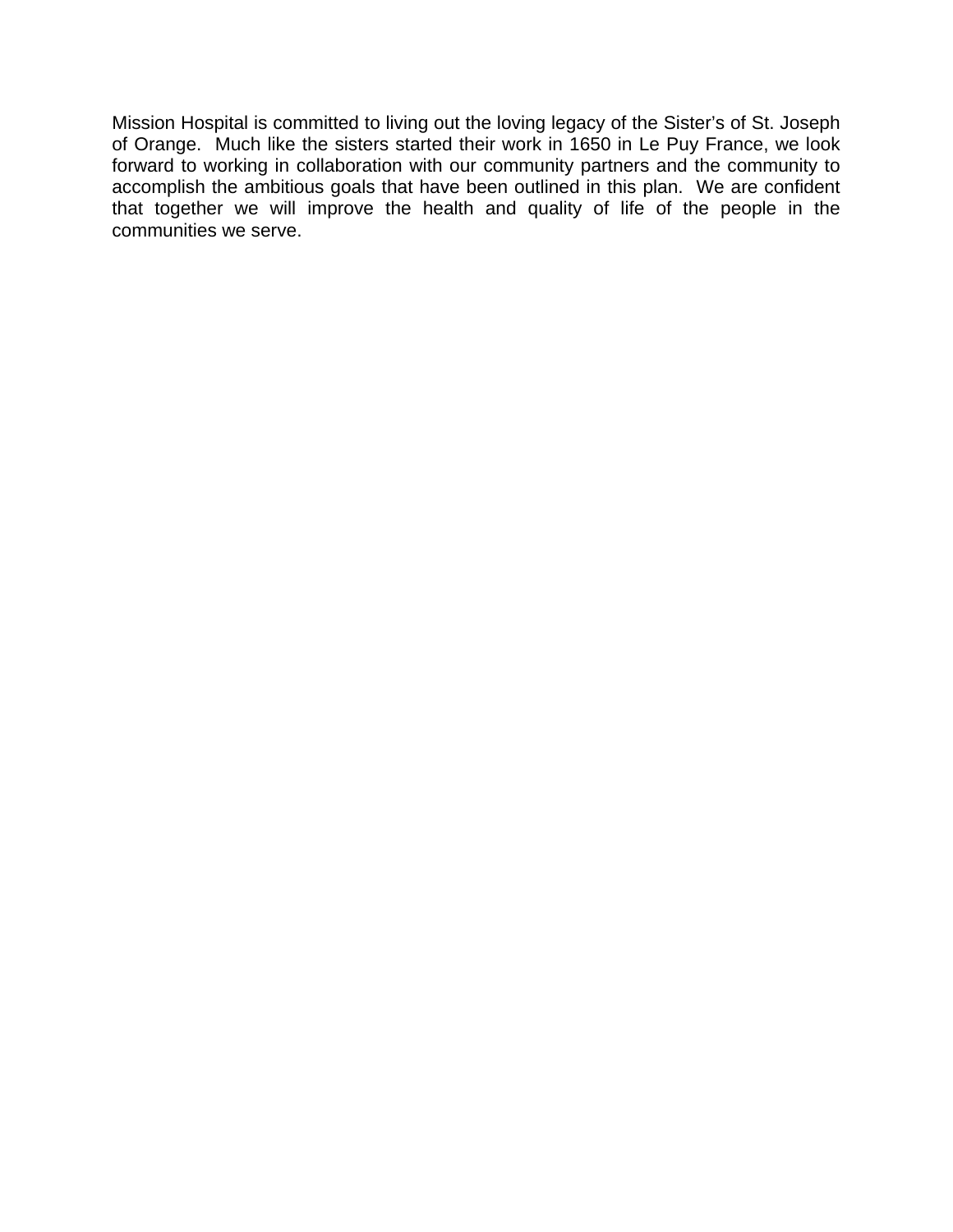Mission Hospital is committed to living out the loving legacy of the Sister's of St. Joseph of Orange. Much like the sisters started their work in 1650 in Le Puy France, we look forward to working in collaboration with our community partners and the community to accomplish the ambitious goals that have been outlined in this plan. We are confident that together we will improve the health and quality of life of the people in the communities we serve.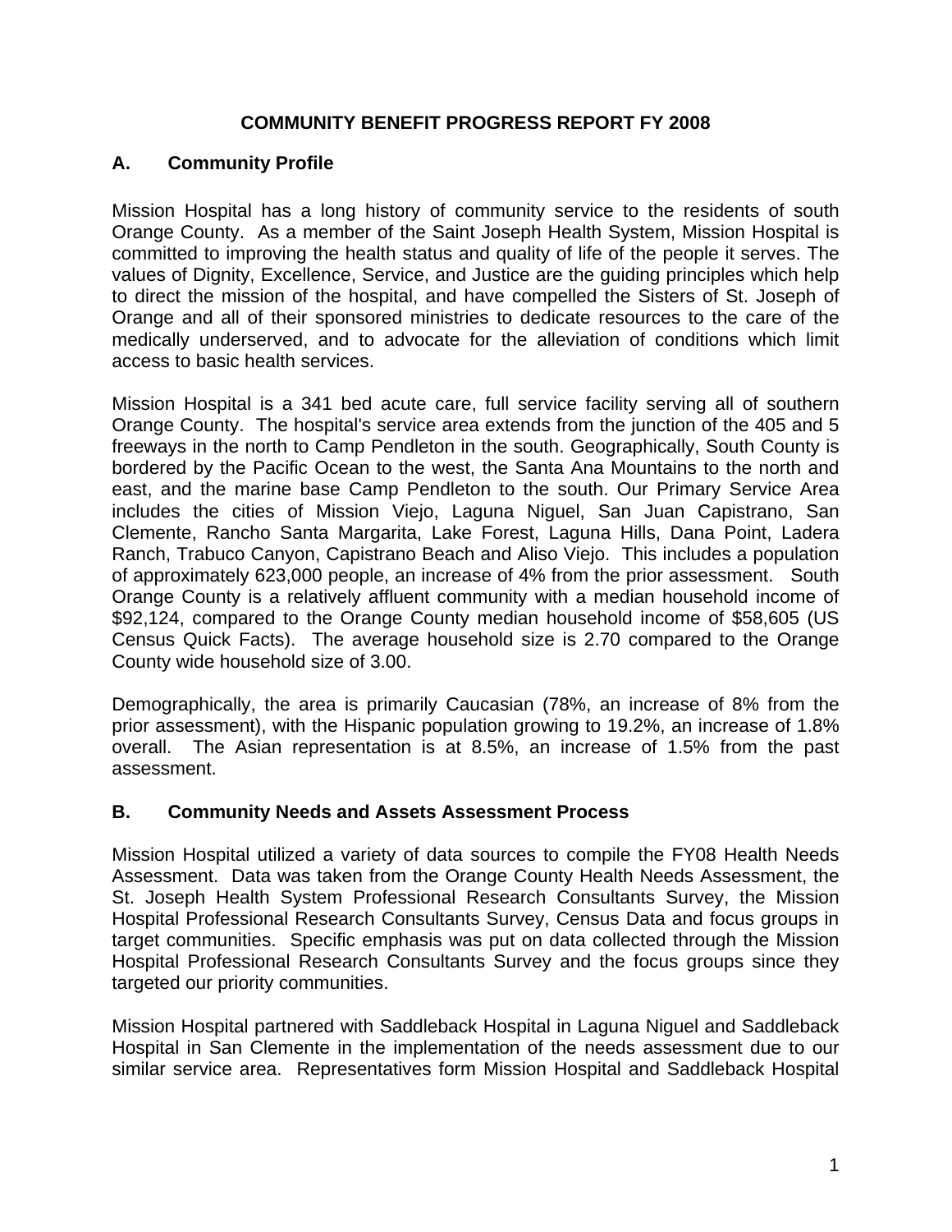# COMMUNITY BENEFIT PROGRESS REPORT FY 2008

## A. Community Profile

Mission Hospital has a long history of community service to the residents of south Orange County. As a member of the Saint Joseph Health System, Mission Hospital is committed to improving the health status and quality of life of the people it serves. The values of Dignity, Excellence, Service, and Justice are the guiding principles which help to direct the mission of the hospital, and have compelled the Sisters of St. Joseph of Orange and all of their sponsored ministries to dedicate resources to the care of the medically underserved, and to advocate for the alleviation of conditions which limit access to basic health services.

Mission Hospital is a 341 bed acute care, full service facility serving all of southern Orange County. The hospital's service area extends from the junction of the 405 and 5 freeways in the north to Camp Pendleton in the south. Geographically, South County is bordered by the Pacific Ocean to the west, the Santa Ana Mountains to the north and east, and the marine base Camp Pendleton to the south. Our Primary Service Area includes the cities of Mission Viejo, Laguna Niguel, San Juan Capistrano, San Clemente, Rancho Santa Margarita, Lake Forest, Laguna Hills, Dana Point, Ladera Ranch, Trabuco Canyon, Capistrano Beach and Aliso Viejo. This includes a population of approximately 623,000 people, an increase of 4% from the prior assessment. South Orange County is a relatively affluent community with a median household income of $92,124, compared to the Orange County median household income of $58,605 (US Census Quick Facts). The average household size is 2.70 compared to the Orange County wide household size of 3.00.

Demographically, the area is primarily Caucasian (78%, an increase of 8% from the prior assessment), with the Hispanic population growing to 19.2%, an increase of 1.8% overall. The Asian representation is at 8.5%, an increase of 1.5% from the past assessment.

## B. Community Needs and Assets Assessment Process

Mission Hospital utilized a variety of data sources to compile the FY08 Health Needs Assessment. Data was taken from the Orange County Health Needs Assessment, the St. Joseph Health System Professional Research Consultants Survey, the Mission Hospital Professional Research Consultants Survey, Census Data and focus groups in target communities. Specific emphasis was put on data collected through the Mission Hospital Professional Research Consultants Survey and the focus groups since they targeted our priority communities.

Mission Hospital partnered with Saddleback Hospital in Laguna Niguel and Saddleback Hospital in San Clemente in the implementation of the needs assessment due to our similar service area. Representatives form Mission Hospital and Saddleback Hospital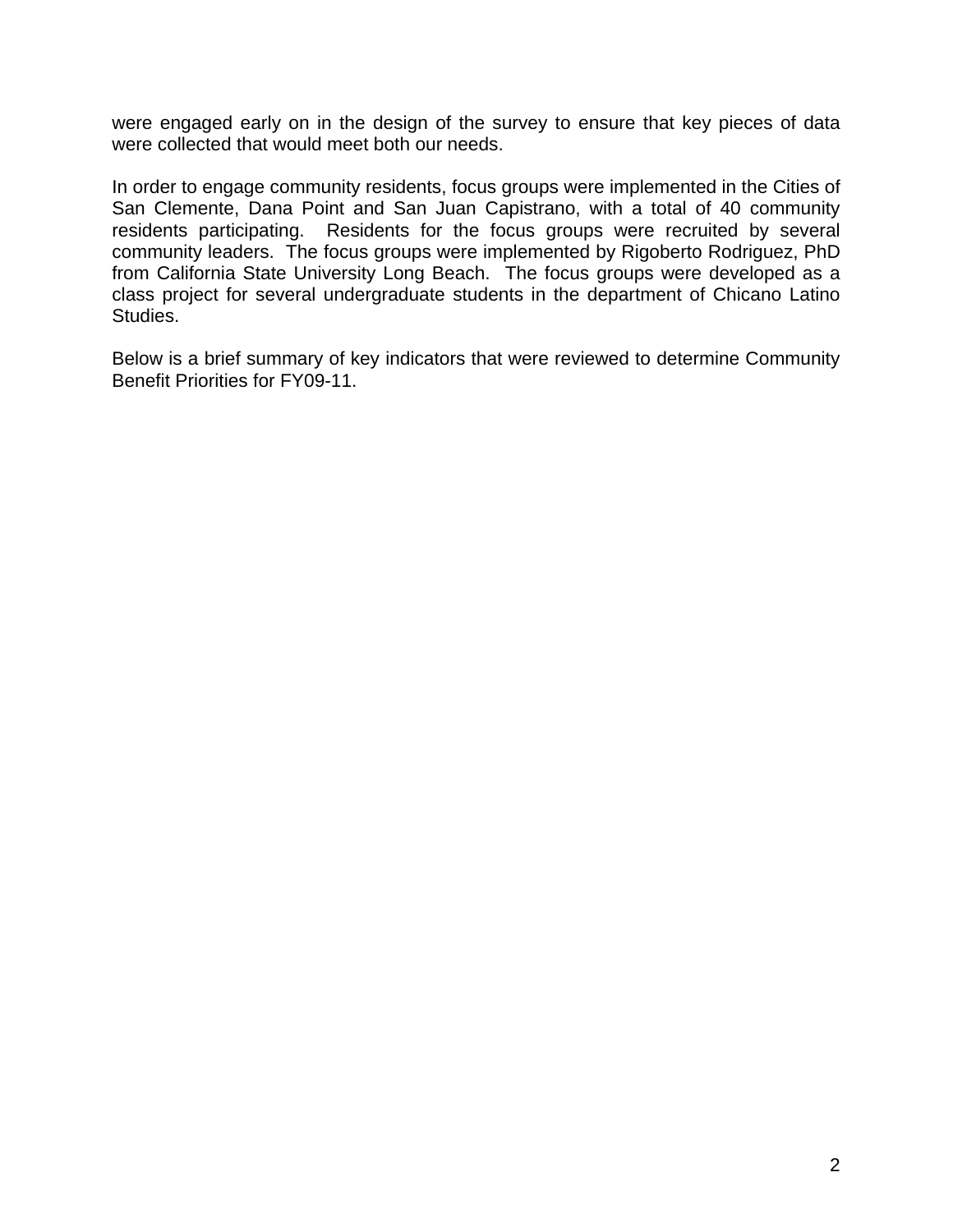were engaged early on in the design of the survey to ensure that key pieces of data were collected that would meet both our needs.

In order to engage community residents, focus groups were implemented in the Cities of San Clemente, Dana Point and San Juan Capistrano, with a total of 40 community residents participating. Residents for the focus groups were recruited by several community leaders. The focus groups were implemented by Rigoberto Rodriguez, PhD from California State University Long Beach. The focus groups were developed as a class project for several undergraduate students in the department of Chicano Latino Studies.

Below is a brief summary of key indicators that were reviewed to determine Community Benefit Priorities for FY09-11.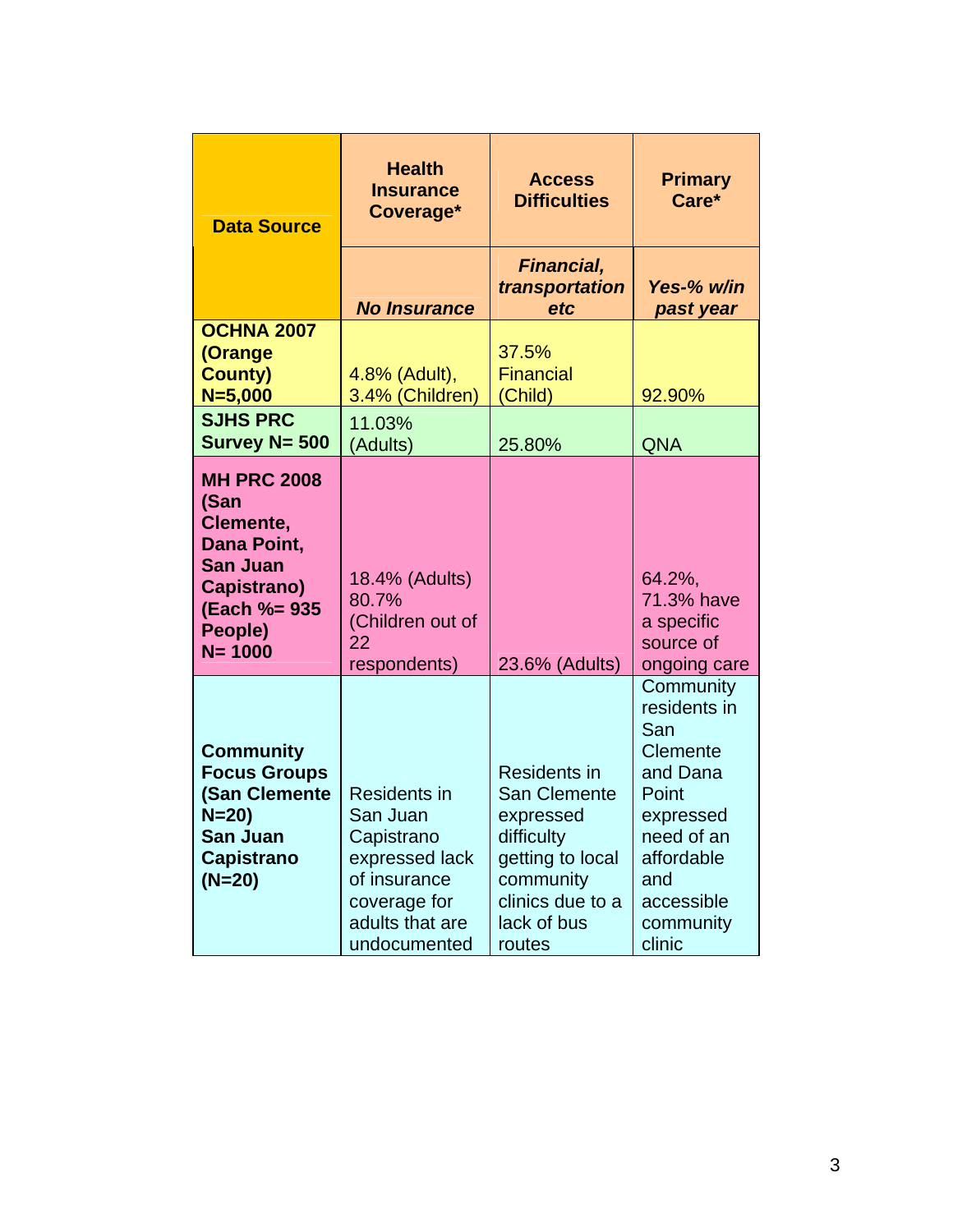| Data Source | Health Insurance Coverage* | Access Difficulties | Primary Care* |
|---|---|---|---|
| | ***No Insurance*** | ***Financial, transportation etc*** | ***Yes-% w/in past year*** |
| **OCHNA 2007 (Orange County) N=5,000** | 4.8% (Adult), 3.4% (Children) | 37.5% Financial (Child) | 92.90% |
| **SJHS PRC Survey N= 500** | 11.03% (Adults) | 25.80% | QNA |
| **MH PRC 2008 (San Clemente, Dana Point, San Juan Capistrano) (Each %= 935 People) N= 1000** | 18.4% (Adults) 80.7% (Children out of 22 respondents) | 23.6% (Adults) | 64.2%, 71.3% have a specific source of ongoing care |
| **Community Focus Groups (San Clemente N=20) San Juan Capistrano (N=20)** | Residents in San Juan Capistrano expressed lack of insurance coverage for adults that are undocumented | Residents in San Clemente expressed difficulty getting to local community clinics due to a lack of bus routes | Community residents in San Clemente and Dana Point expressed need of an affordable and accessible community clinic |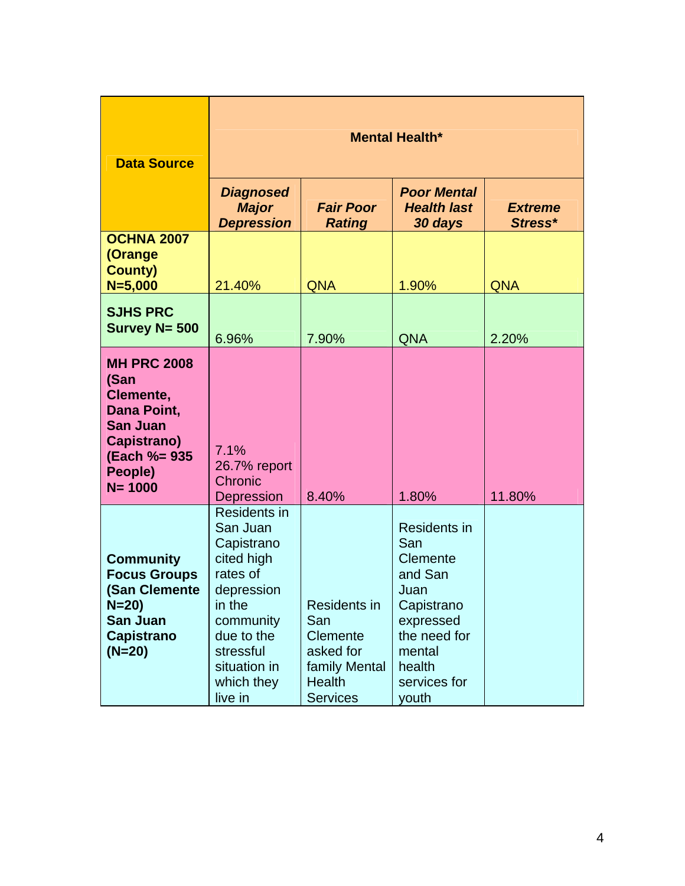| Data Source | Mental Health* | | | |
|---|---|---|---|---|
| | ***Diagnosed Major Depression*** | ***Fair Poor Rating*** | ***Poor Mental Health last 30 days*** | ***Extreme Stress**** |
| **OCHNA 2007 (Orange County) N=5,000** | 21.40% | QNA | 1.90% | QNA |
| **SJHS PRC Survey N= 500** | 6.96% | 7.90% | QNA | 2.20% |
| **MH PRC 2008 (San Clemente, Dana Point, San Juan Capistrano) (Each %= 935 People) N= 1000** | 7.1% 26.7% report Chronic Depression | 8.40% | 1.80% | 11.80% |
| **Community Focus Groups (San Clemente N=20) San Juan Capistrano (N=20)** | Residents in San Juan Capistrano cited high rates of depression in the community due to the stressful situation in which they live in | Residents in San Clemente asked for family Mental Health Services | Residents in San Clemente and San Juan Capistrano expressed the need for mental health services for youth | |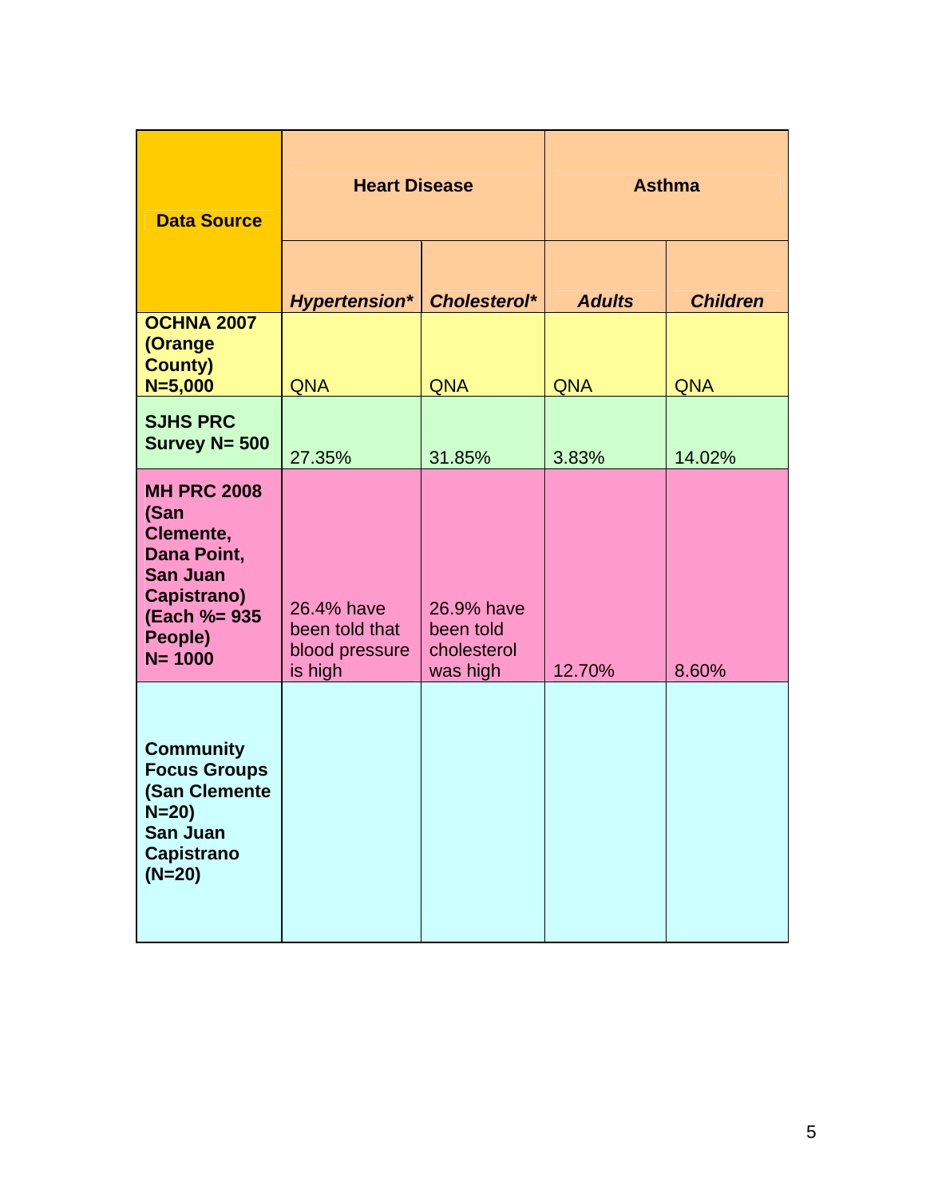| **Data Source** | **Heart Disease** | | **Asthma** | |
|---|---|---|---|---|
| | ***Hypertension**** | ***Cholesterol**** | ***Adults*** | ***Children*** |
| **OCHNA 2007 (Orange County) N=5,000** | QNA | QNA | QNA | QNA |
| **SJHS PRC Survey N= 500** | 27.35% | 31.85% | 3.83% | 14.02% |
| **MH PRC 2008 (San Clemente, Dana Point, San Juan Capistrano) (Each %= 935 People) N= 1000** | 26.4% have been told that blood pressure is high | 26.9% have been told cholesterol was high | 12.70% | 8.60% |
| **Community Focus Groups (San Clemente N=20) San Juan Capistrano (N=20)** | | | | |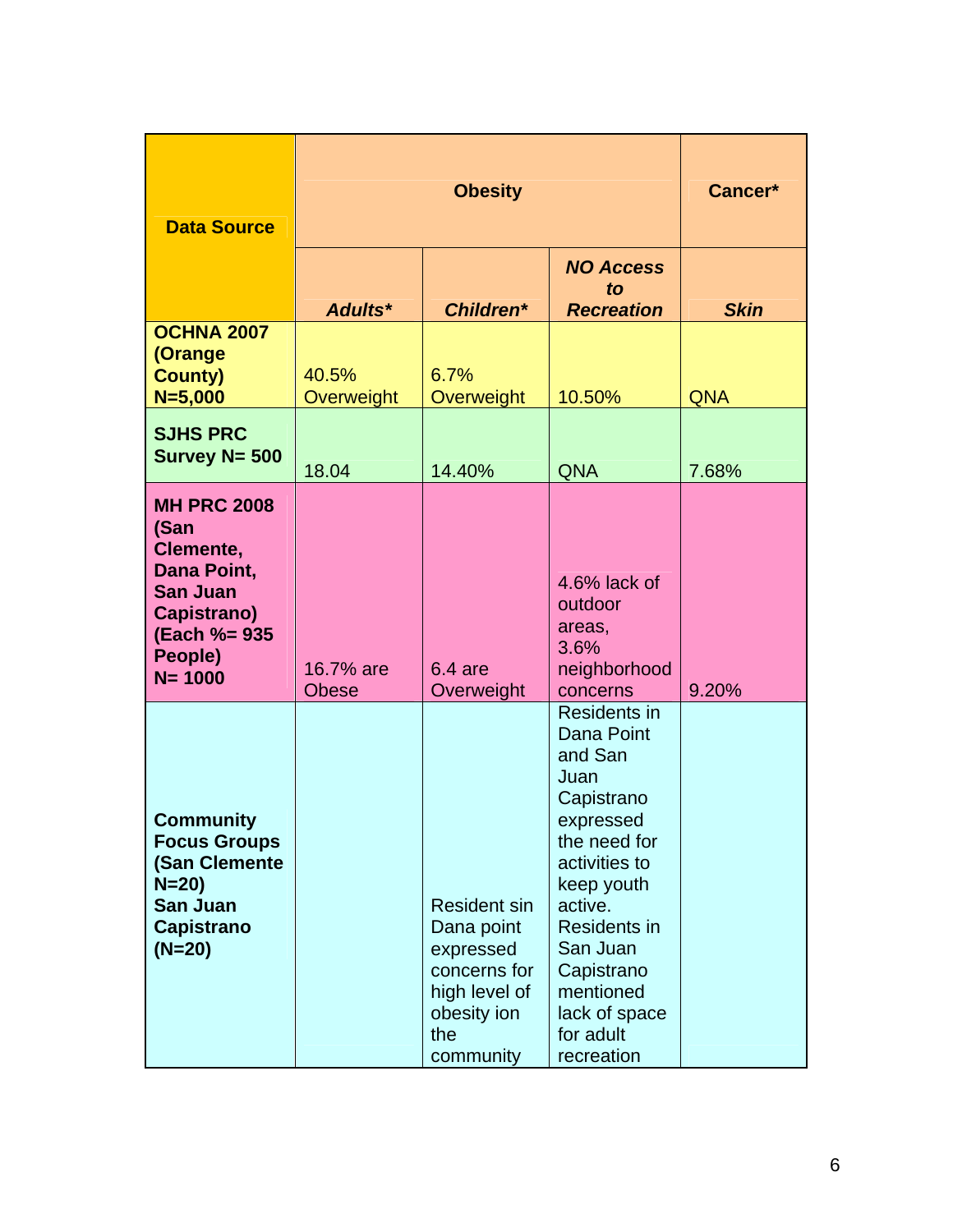| Data Source | Obesity | | | Cancer* |
|---|---|---|---|---|
| | *Adults** | *Children** | *NO Access to Recreation* | *Skin* |
| **OCHNA 2007 (Orange County) N=5,000** | 40.5% Overweight | 6.7% Overweight | 10.50% | QNA |
| **SJHS PRC Survey N= 500** | 18.04 | 14.40% | QNA | 7.68% |
| **MH PRC 2008 (San Clemente, Dana Point, San Juan Capistrano) (Each %= 935 People) N= 1000** | 16.7% are Obese | 6.4 are Overweight | 4.6% lack of outdoor areas, 3.6% neighborhood concerns | 9.20% |
| **Community Focus Groups (San Clemente N=20) San Juan Capistrano (N=20)** | | Resident sin Dana point expressed concerns for high level of obesity ion the community | Residents in Dana Point and San Juan Capistrano expressed the need for activities to keep youth active. Residents in San Juan Capistrano mentioned lack of space for adult recreation | |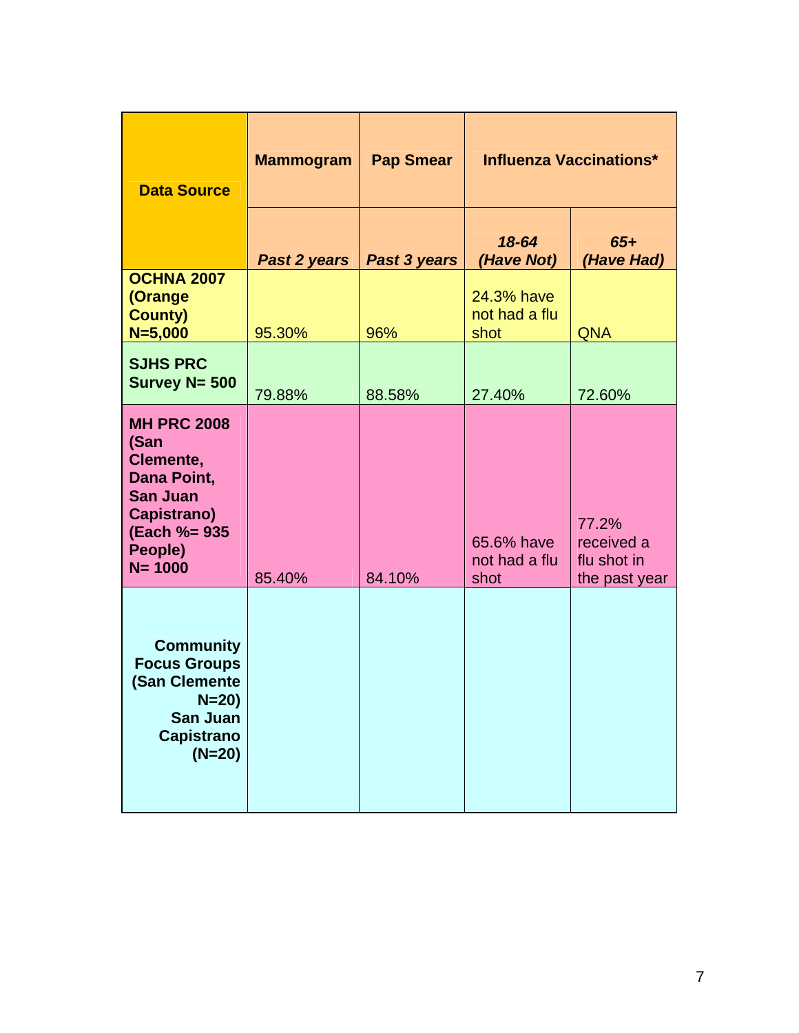| Data Source | Mammogram | Pap Smear | Influenza Vaccinations* | |
|---|---|---|---|---|
| | *Past 2 years* | *Past 3 years* | ***18-64 (Have Not)*** | ***65+ (Have Had)*** |
| **OCHNA 2007 (Orange County) N=5,000** | 95.30% | 96% | 24.3% have not had a flu shot | QNA |
| **SJHS PRC Survey N= 500** | 79.88% | 88.58% | 27.40% | 72.60% |
| **MH PRC 2008 (San Clemente, Dana Point, San Juan Capistrano) (Each %= 935 People) N= 1000** | 85.40% | 84.10% | 65.6% have not had a flu shot | 77.2% received a flu shot in the past year |
| **Community Focus Groups (San Clemente N=20) San Juan Capistrano (N=20)** | | | | |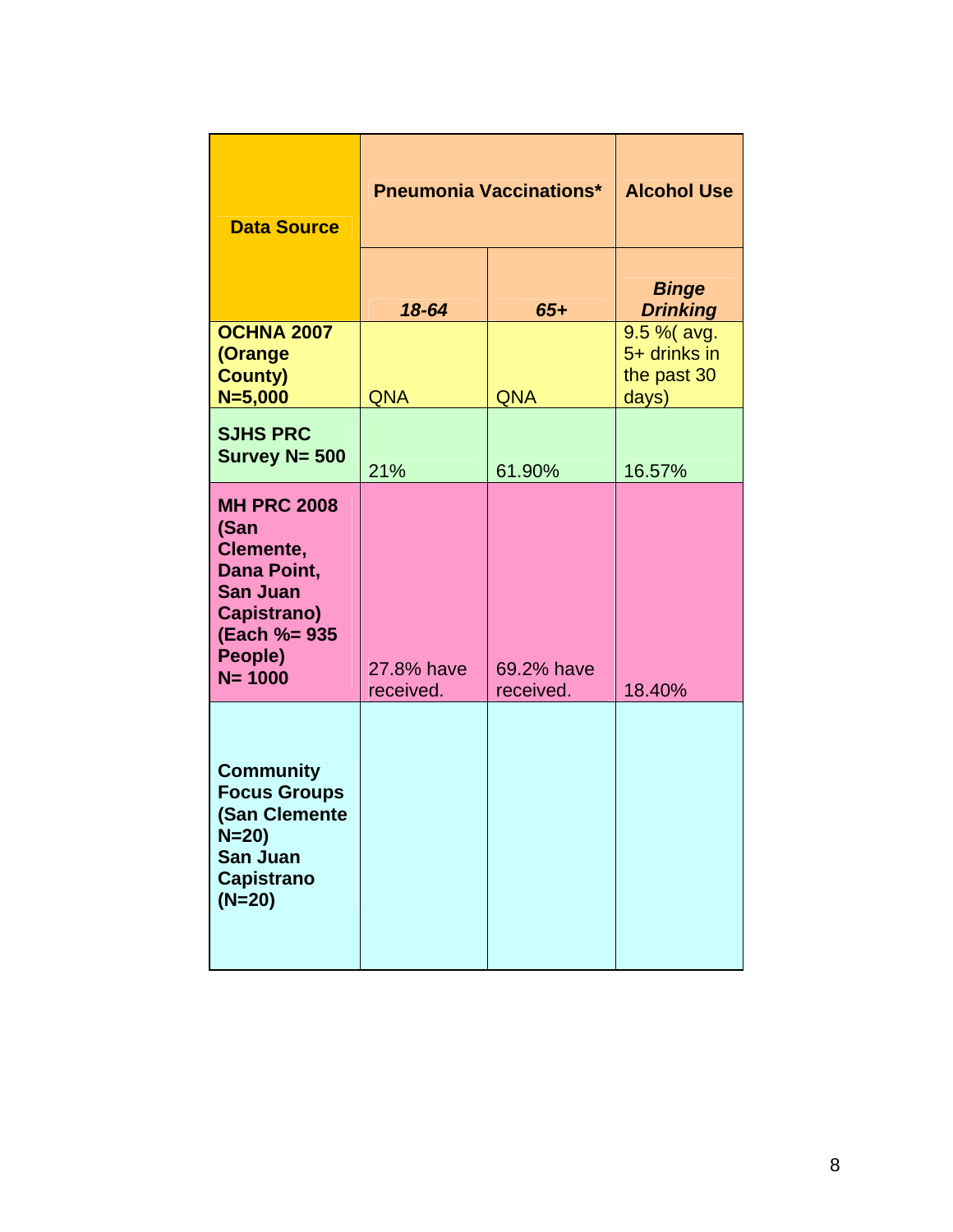| Data Source | Pneumonia Vaccinations* | | Alcohol Use |
|---|---|---|---|
| | *18-64* | *65+* | ***Binge Drinking*** |
| **OCHNA 2007 (Orange County) N=5,000** | QNA | QNA | 9.5 %( avg. 5+ drinks in the past 30 days) |
| **SJHS PRC Survey N= 500** | 21% | 61.90% | 16.57% |
| **MH PRC 2008 (San Clemente, Dana Point, San Juan Capistrano) (Each %= 935 People) N= 1000** | 27.8% have received. | 69.2% have received. | 18.40% |
| **Community Focus Groups (San Clemente N=20) San Juan Capistrano (N=20)** | | | |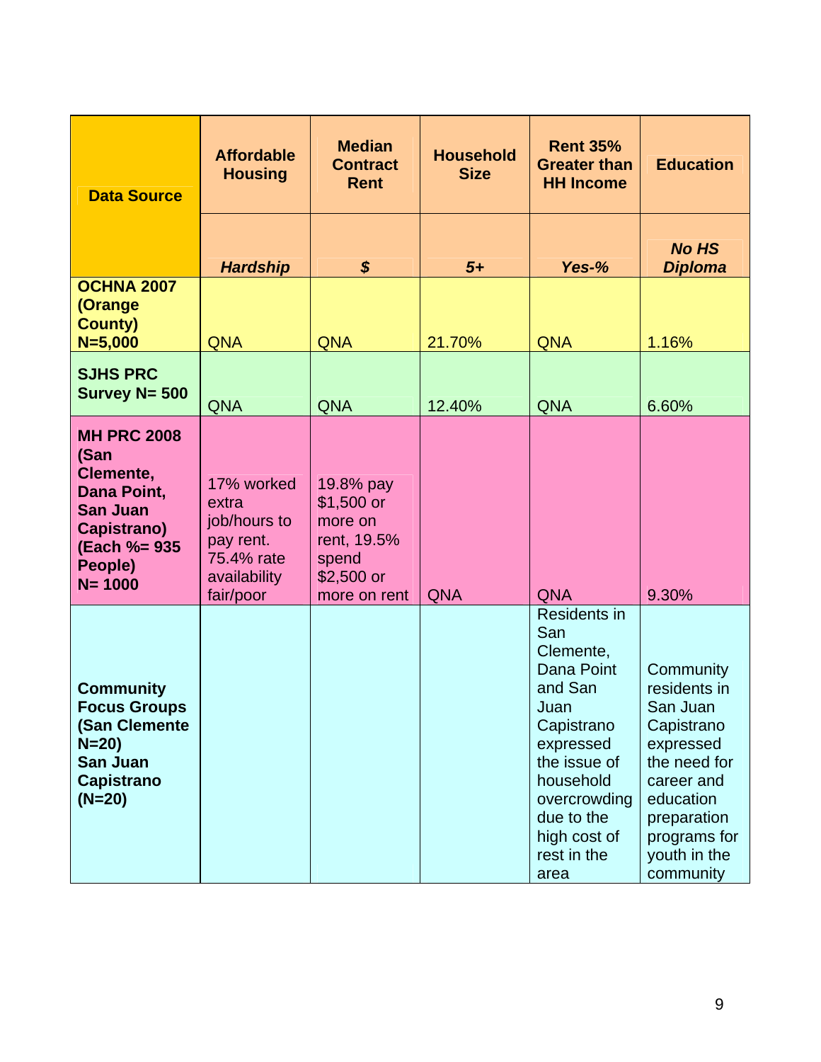| Data Source | Affordable Housing | Median Contract Rent | Household Size | Rent 35% Greater than HH Income | Education |
|---|---|---|---|---|---|
| | ***Hardship*** | ***$*** | ***5+*** | ***Yes-%*** | ***No HS Diploma*** |
| **OCHNA 2007 (Orange County) N=5,000** | QNA | QNA | 21.70% | QNA | 1.16% |
| **SJHS PRC Survey N= 500** | QNA | QNA | 12.40% | QNA | 6.60% |
| **MH PRC 2008 (San Clemente, Dana Point, San Juan Capistrano) (Each %= 935 People) N= 1000** | 17% worked extra job/hours to pay rent. 75.4% rate availability fair/poor | 19.8% pay $1,500 or more on rent, 19.5% spend $2,500 or more on rent | QNA | QNA | 9.30% |
| **Community Focus Groups (San Clemente N=20) San Juan Capistrano (N=20)** | | | | Residents in San Clemente, Dana Point and San Juan Capistrano expressed the issue of household overcrowding due to the high cost of rest in the area | Community residents in San Juan Capistrano expressed the need for career and education preparation programs for youth in the community |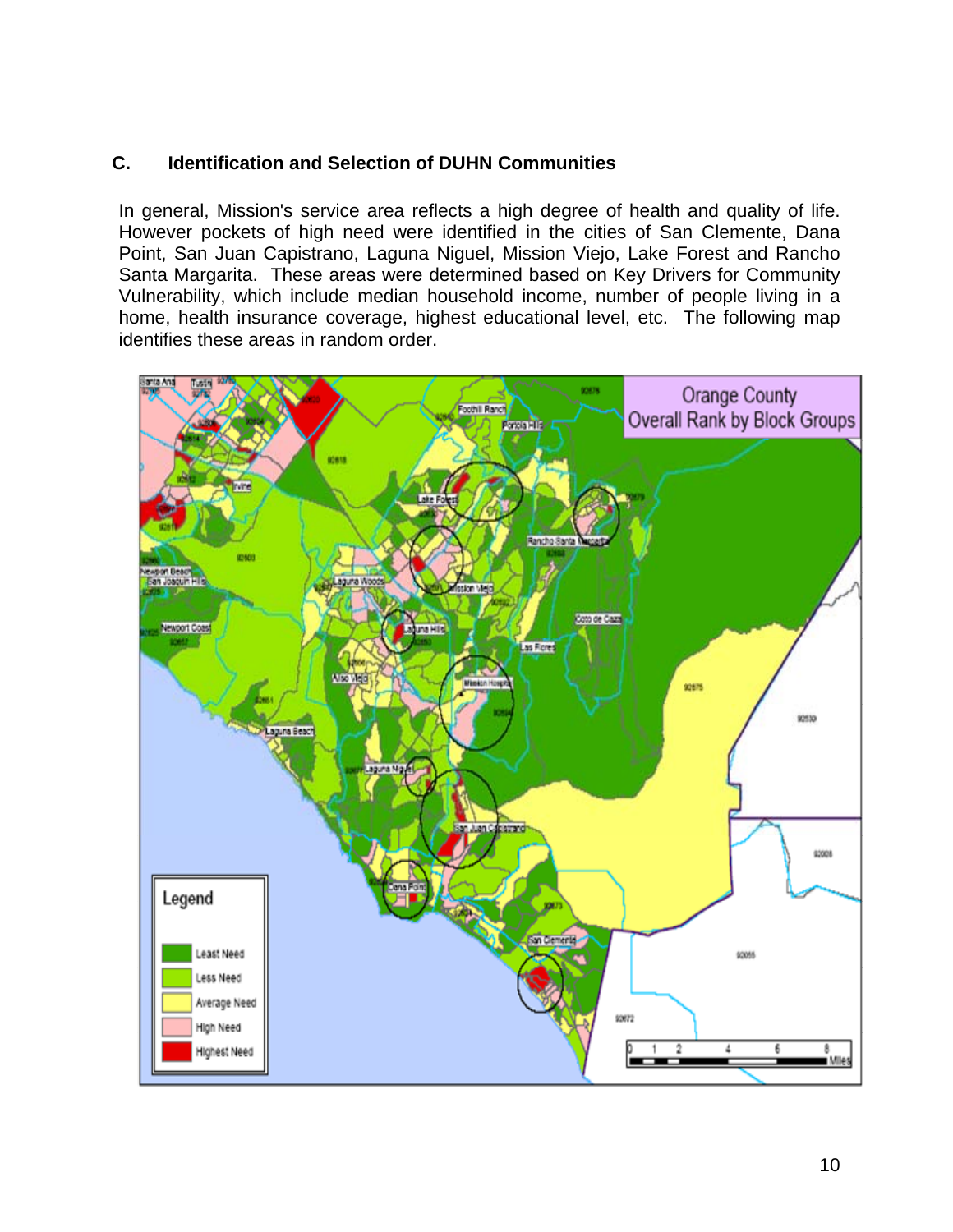### C. Identification and Selection of DUHN Communities

In general, Mission's service area reflects a high degree of health and quality of life. However pockets of high need were identified in the cities of San Clemente, Dana Point, San Juan Capistrano, Laguna Niguel, Mission Viejo, Lake Forest and Rancho Santa Margarita. These areas were determined based on Key Drivers for Community Vulnerability, which include median household income, number of people living in a home, health insurance coverage, highest educational level, etc. The following map identifies these areas in random order.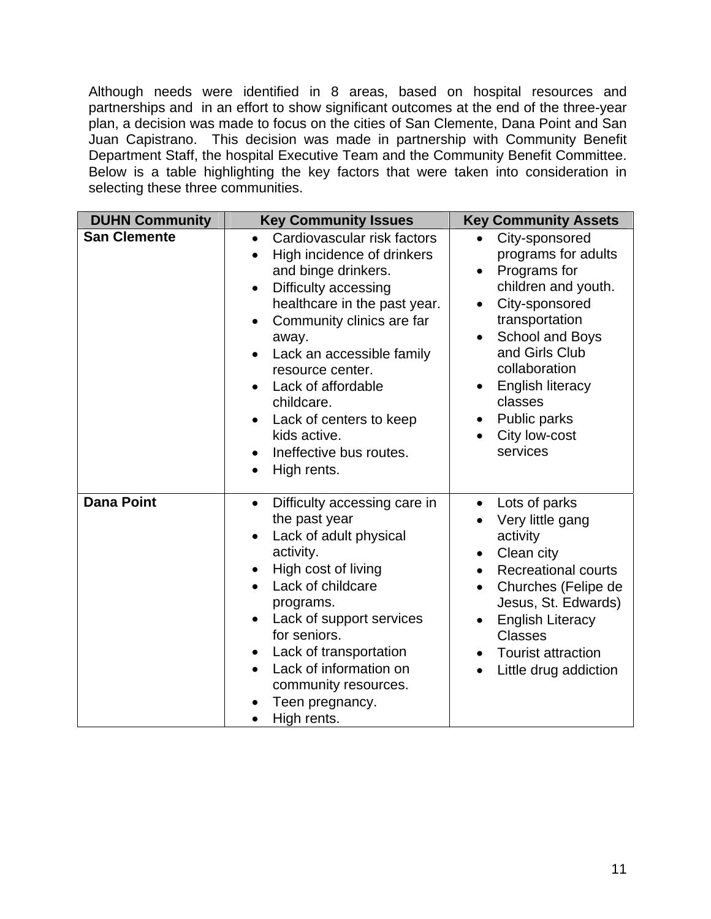Although needs were identified in 8 areas, based on hospital resources and partnerships and in an effort to show significant outcomes at the end of the three-year plan, a decision was made to focus on the cities of San Clemente, Dana Point and San Juan Capistrano. This decision was made in partnership with Community Benefit Department Staff, the hospital Executive Team and the Community Benefit Committee. Below is a table highlighting the key factors that were taken into consideration in selecting these three communities.

| DUHN Community | Key Community Issues | Key Community Assets |
|---|---|---|
| **San Clemente** | • Cardiovascular risk factors<br>• High incidence of drinkers and binge drinkers.<br>• Difficulty accessing healthcare in the past year.<br>• Community clinics are far away.<br>• Lack an accessible family resource center.<br>• Lack of affordable childcare.<br>• Lack of centers to keep kids active.<br>• Ineffective bus routes.<br>• High rents. | • City-sponsored programs for adults<br>• Programs for children and youth.<br>• City-sponsored transportation<br>• School and Boys and Girls Club collaboration<br>• English literacy classes<br>• Public parks<br>• City low-cost services |
| **Dana Point** | • Difficulty accessing care in the past year<br>• Lack of adult physical activity.<br>• High cost of living<br>• Lack of childcare programs.<br>• Lack of support services for seniors.<br>• Lack of transportation<br>• Lack of information on community resources.<br>• Teen pregnancy.<br>• High rents. | • Lots of parks<br>• Very little gang activity<br>• Clean city<br>• Recreational courts<br>• Churches (Felipe de Jesus, St. Edwards)<br>• English Literacy Classes<br>• Tourist attraction<br>• Little drug addiction |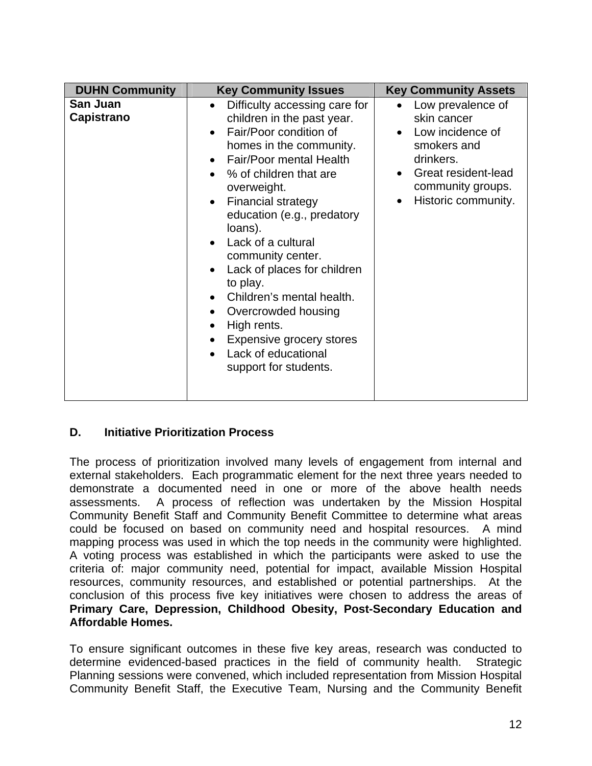| DUHN Community | Key Community Issues | Key Community Assets |
|---|---|---|
| **San Juan Capistrano** | • Difficulty accessing care for children in the past year.<br>• Fair/Poor condition of homes in the community.<br>• Fair/Poor mental Health<br>• % of children that are overweight.<br>• Financial strategy education (e.g., predatory loans).<br>• Lack of a cultural community center.<br>• Lack of places for children to play.<br>• Children's mental health.<br>• Overcrowded housing<br>• High rents.<br>• Expensive grocery stores<br>• Lack of educational support for students. | • Low prevalence of skin cancer<br>• Low incidence of smokers and drinkers.<br>• Great resident-lead community groups.<br>• Historic community. |

### D. Initiative Prioritization Process

The process of prioritization involved many levels of engagement from internal and external stakeholders. Each programmatic element for the next three years needed to demonstrate a documented need in one or more of the above health needs assessments. A process of reflection was undertaken by the Mission Hospital Community Benefit Staff and Community Benefit Committee to determine what areas could be focused on based on community need and hospital resources. A mind mapping process was used in which the top needs in the community were highlighted. A voting process was established in which the participants were asked to use the criteria of: major community need, potential for impact, available Mission Hospital resources, community resources, and established or potential partnerships. At the conclusion of this process five key initiatives were chosen to address the areas of **Primary Care, Depression, Childhood Obesity, Post-Secondary Education and Affordable Homes.**

To ensure significant outcomes in these five key areas, research was conducted to determine evidenced-based practices in the field of community health. Strategic Planning sessions were convened, which included representation from Mission Hospital Community Benefit Staff, the Executive Team, Nursing and the Community Benefit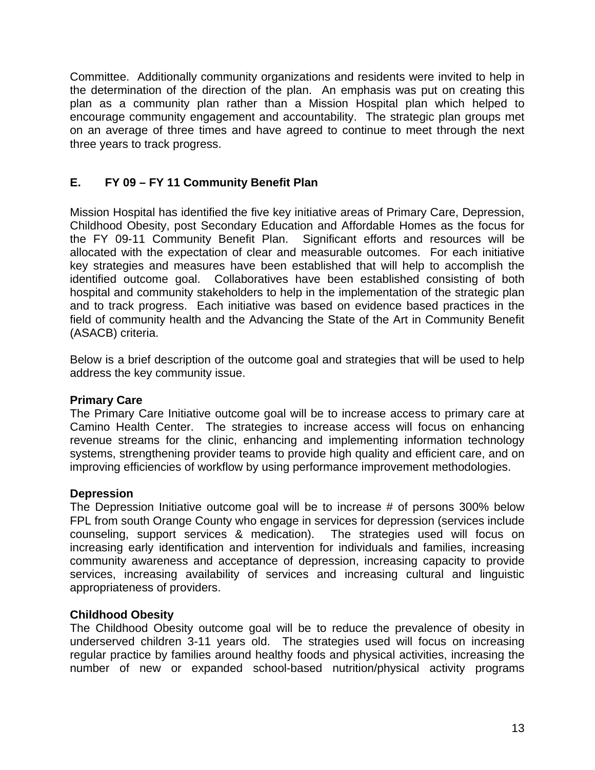Committee. Additionally community organizations and residents were invited to help in the determination of the direction of the plan. An emphasis was put on creating this plan as a community plan rather than a Mission Hospital plan which helped to encourage community engagement and accountability. The strategic plan groups met on an average of three times and have agreed to continue to meet through the next three years to track progress.

## E. FY 09 – FY 11 Community Benefit Plan

Mission Hospital has identified the five key initiative areas of Primary Care, Depression, Childhood Obesity, post Secondary Education and Affordable Homes as the focus for the FY 09-11 Community Benefit Plan. Significant efforts and resources will be allocated with the expectation of clear and measurable outcomes. For each initiative key strategies and measures have been established that will help to accomplish the identified outcome goal. Collaboratives have been established consisting of both hospital and community stakeholders to help in the implementation of the strategic plan and to track progress. Each initiative was based on evidence based practices in the field of community health and the Advancing the State of the Art in Community Benefit (ASACB) criteria.

Below is a brief description of the outcome goal and strategies that will be used to help address the key community issue.

**Primary Care**
The Primary Care Initiative outcome goal will be to increase access to primary care at Camino Health Center. The strategies to increase access will focus on enhancing revenue streams for the clinic, enhancing and implementing information technology systems, strengthening provider teams to provide high quality and efficient care, and on improving efficiencies of workflow by using performance improvement methodologies.

**Depression**
The Depression Initiative outcome goal will be to increase # of persons 300% below FPL from south Orange County who engage in services for depression (services include counseling, support services & medication). The strategies used will focus on increasing early identification and intervention for individuals and families, increasing community awareness and acceptance of depression, increasing capacity to provide services, increasing availability of services and increasing cultural and linguistic appropriateness of providers.

**Childhood Obesity**
The Childhood Obesity outcome goal will be to reduce the prevalence of obesity in underserved children 3-11 years old. The strategies used will focus on increasing regular practice by families around healthy foods and physical activities, increasing the number of new or expanded school-based nutrition/physical activity programs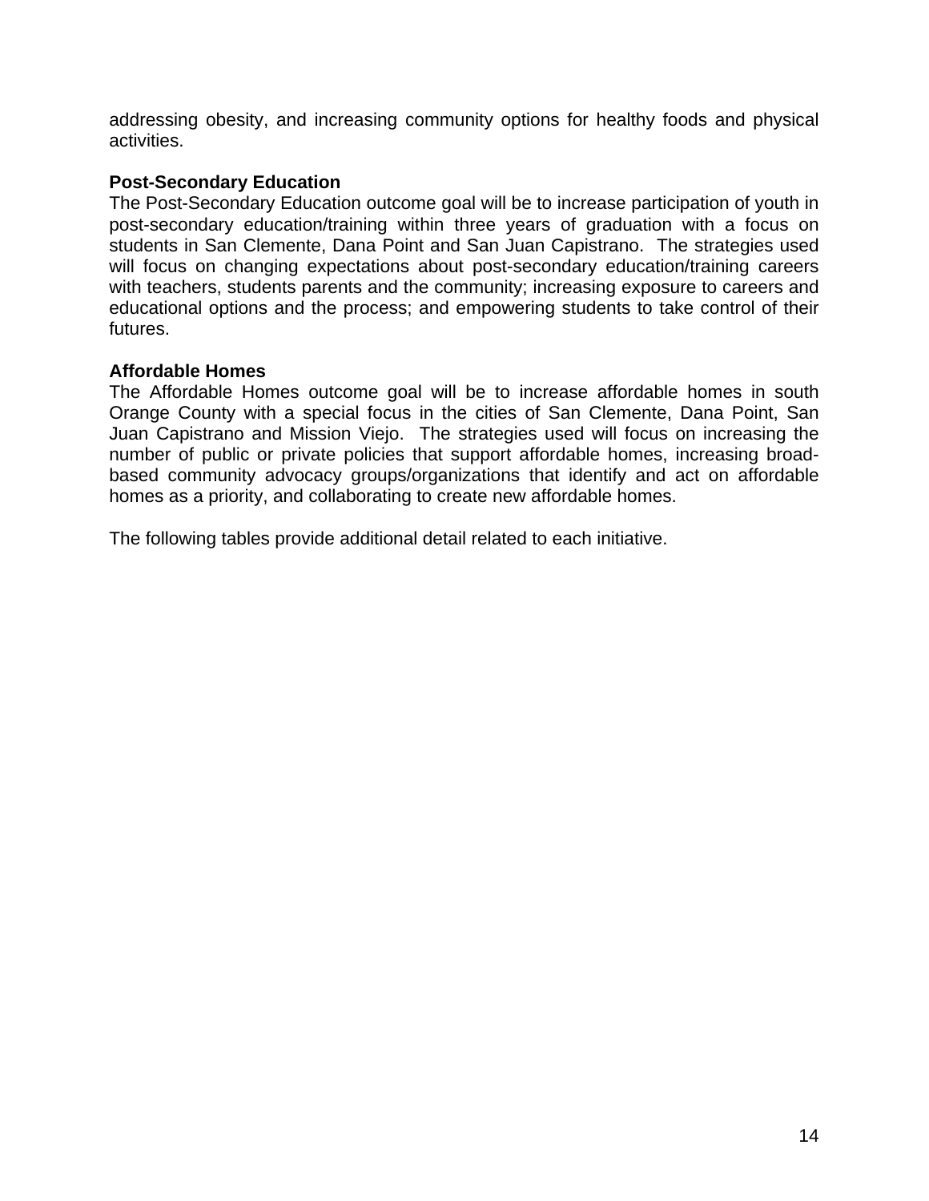addressing obesity, and increasing community options for healthy foods and physical activities.

**Post-Secondary Education**

The Post-Secondary Education outcome goal will be to increase participation of youth in post-secondary education/training within three years of graduation with a focus on students in San Clemente, Dana Point and San Juan Capistrano. The strategies used will focus on changing expectations about post-secondary education/training careers with teachers, students parents and the community; increasing exposure to careers and educational options and the process; and empowering students to take control of their futures.

**Affordable Homes**

The Affordable Homes outcome goal will be to increase affordable homes in south Orange County with a special focus in the cities of San Clemente, Dana Point, San Juan Capistrano and Mission Viejo. The strategies used will focus on increasing the number of public or private policies that support affordable homes, increasing broad-based community advocacy groups/organizations that identify and act on affordable homes as a priority, and collaborating to create new affordable homes.

The following tables provide additional detail related to each initiative.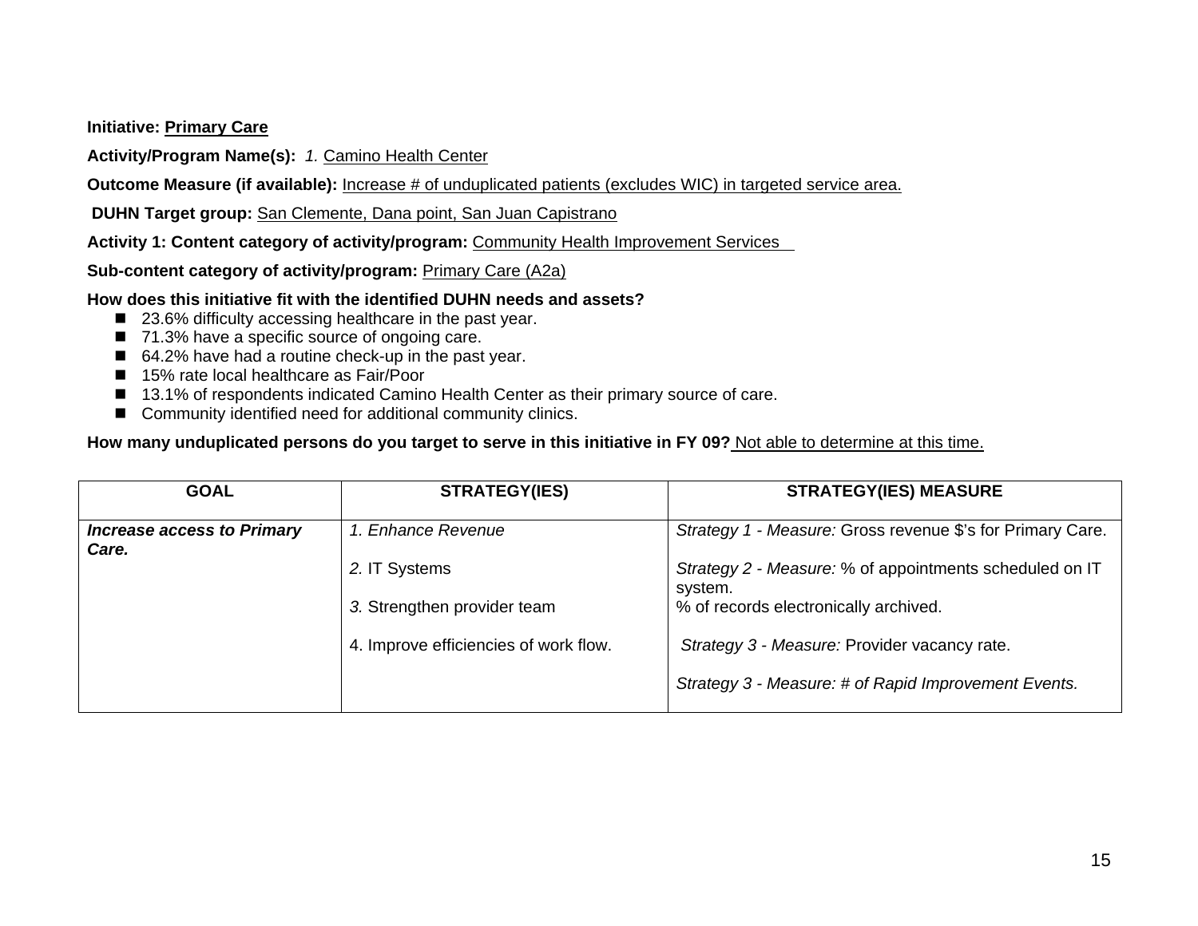**Initiative:** Primary Care

**Activity/Program Name(s):** *1.* Camino Health Center

**Outcome Measure (if available):** Increase # of unduplicated patients (excludes WIC) in targeted service area.

**DUHN Target group:** San Clemente, Dana point, San Juan Capistrano

**Activity 1: Content category of activity/program:** Community Health Improvement Services

**Sub-content category of activity/program:** Primary Care (A2a)

**How does this initiative fit with the identified DUHN needs and assets?**

- 23.6% difficulty accessing healthcare in the past year.
- 71.3% have a specific source of ongoing care.
- 64.2% have had a routine check-up in the past year.
- 15% rate local healthcare as Fair/Poor
- 13.1% of respondents indicated Camino Health Center as their primary source of care.
- Community identified need for additional community clinics.

**How many unduplicated persons do you target to serve in this initiative in FY 09?** Not able to determine at this time.

| GOAL | STRATEGY(IES) | STRATEGY(IES) MEASURE |
|---|---|---|
| ***Increase access to Primary Care.*** | *1. Enhance Revenue*<br><br>*2.* IT Systems<br><br>*3.* Strengthen provider team<br><br>4. Improve efficiencies of work flow. | *Strategy 1 - Measure:* Gross revenue $'s for Primary Care.<br><br>*Strategy 2 - Measure:* % of appointments scheduled on IT system.<br>% of records electronically archived.<br><br>*Strategy 3 - Measure:* Provider vacancy rate.<br><br>*Strategy 3 - Measure: # of Rapid Improvement Events.* |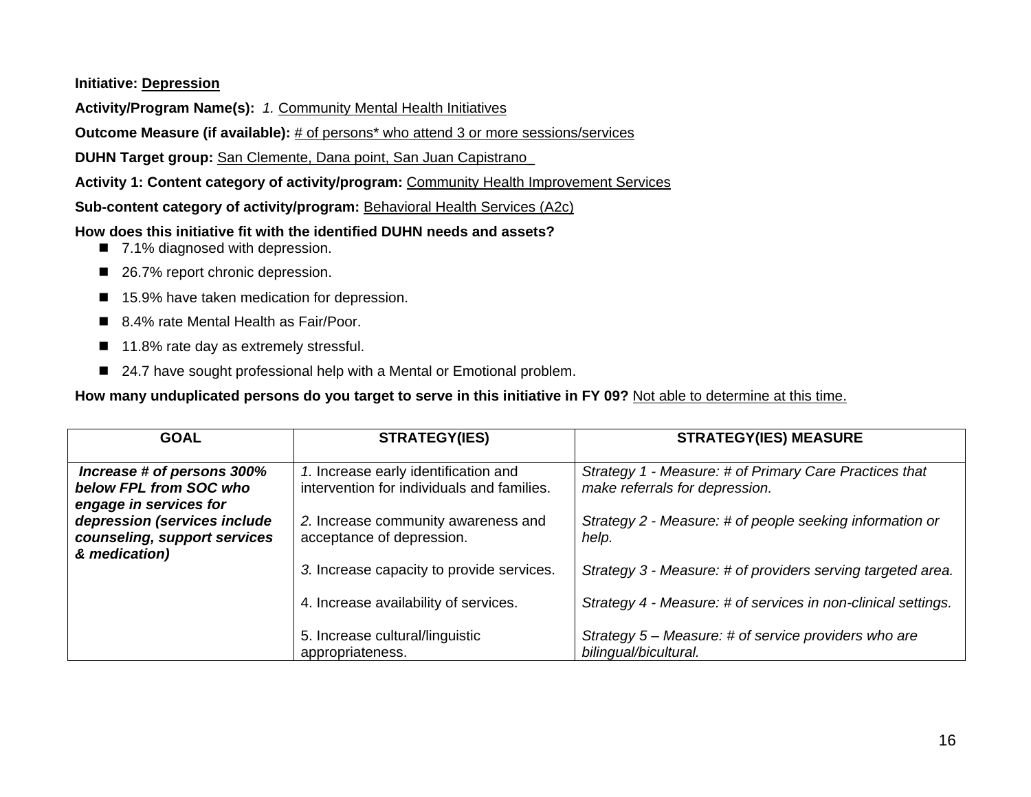**Initiative: Depression**

**Activity/Program Name(s):** *1.* Community Mental Health Initiatives

**Outcome Measure (if available):** # of persons* who attend 3 or more sessions/services

**DUHN Target group:** San Clemente, Dana point, San Juan Capistrano

**Activity 1: Content category of activity/program:** Community Health Improvement Services

**Sub-content category of activity/program:** Behavioral Health Services (A2c)

**How does this initiative fit with the identified DUHN needs and assets?**

- 7.1% diagnosed with depression.
- 26.7% report chronic depression.
- 15.9% have taken medication for depression.
- 8.4% rate Mental Health as Fair/Poor.
- 11.8% rate day as extremely stressful.
- 24.7 have sought professional help with a Mental or Emotional problem.

**How many unduplicated persons do you target to serve in this initiative in FY 09?** Not able to determine at this time.

| GOAL | STRATEGY(IES) | STRATEGY(IES) MEASURE |
|---|---|---|
| ***Increase # of persons 300% below FPL from SOC who engage in services for depression (services include counseling, support services & medication)*** | *1.* Increase early identification and intervention for individuals and families. | *Strategy 1 - Measure: # of Primary Care Practices that make referrals for depression.* |
| | *2.* Increase community awareness and acceptance of depression. | *Strategy 2 - Measure: # of people seeking information or help.* |
| | *3.* Increase capacity to provide services. | *Strategy 3 - Measure: # of providers serving targeted area.* |
| | 4. Increase availability of services. | *Strategy 4 - Measure: # of services in non-clinical settings.* |
| | 5. Increase cultural/linguistic appropriateness. | *Strategy 5 – Measure: # of service providers who are bilingual/bicultural.* |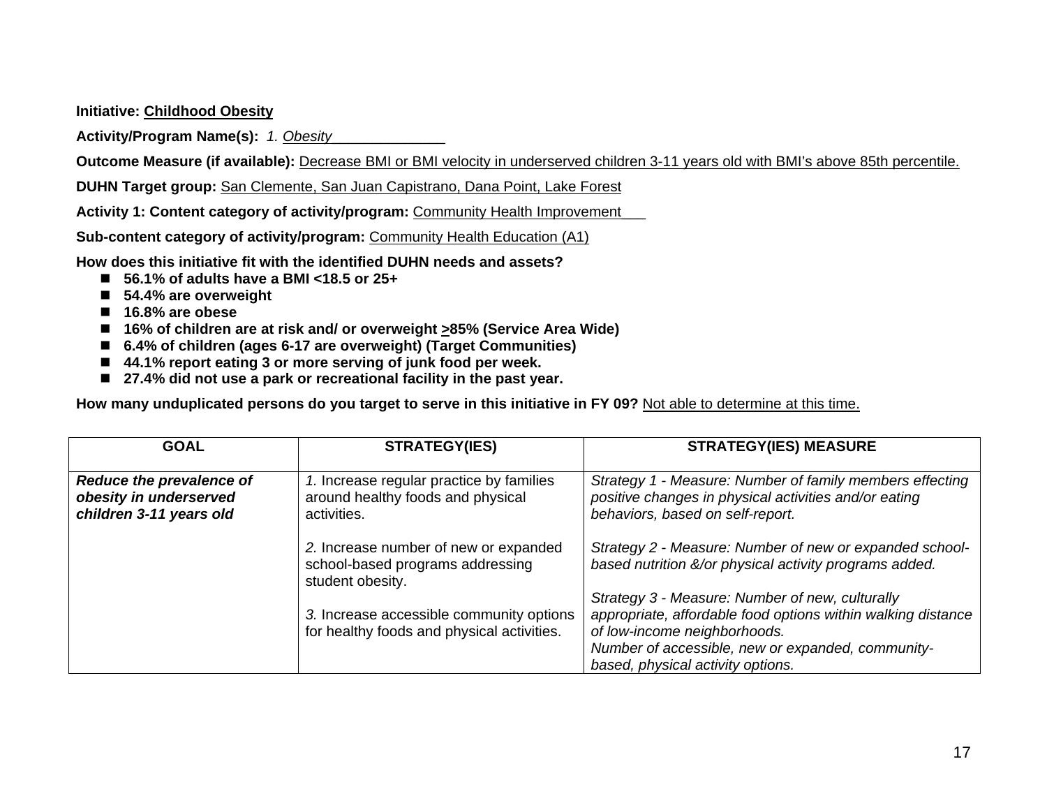**Initiative:** Childhood Obesity

**Activity/Program Name(s):** *1. Obesity*

**Outcome Measure (if available):** Decrease BMI or BMI velocity in underserved children 3-11 years old with BMI's above 85th percentile.

**DUHN Target group:** San Clemente, San Juan Capistrano, Dana Point, Lake Forest

**Activity 1: Content category of activity/program:** Community Health Improvement

**Sub-content category of activity/program:** Community Health Education (A1)

**How does this initiative fit with the identified DUHN needs and assets?**

- **56.1% of adults have a BMI <18.5 or 25+**
- **54.4% are overweight**
- **16.8% are obese**
- **16% of children are at risk and/ or overweight ≥85% (Service Area Wide)**
- **6.4% of children (ages 6-17 are overweight) (Target Communities)**
- **44.1% report eating 3 or more serving of junk food per week.**
- **27.4% did not use a park or recreational facility in the past year.**

**How many unduplicated persons do you target to serve in this initiative in FY 09?** Not able to determine at this time.

| GOAL | STRATEGY(IES) | STRATEGY(IES) MEASURE |
|---|---|---|
| ***Reduce the prevalence of obesity in underserved children 3-11 years old*** | *1.* Increase regular practice by families around healthy foods and physical activities.<br><br>*2.* Increase number of new or expanded school-based programs addressing student obesity.<br><br>*3.* Increase accessible community options for healthy foods and physical activities. | *Strategy 1 - Measure: Number of family members effecting positive changes in physical activities and/or eating behaviors, based on self-report.*<br><br>*Strategy 2 - Measure: Number of new or expanded school-based nutrition &/or physical activity programs added.*<br><br>*Strategy 3 - Measure: Number of new, culturally appropriate, affordable food options within walking distance of low-income neighborhoods.*<br>*Number of accessible, new or expanded, community-based, physical activity options.* |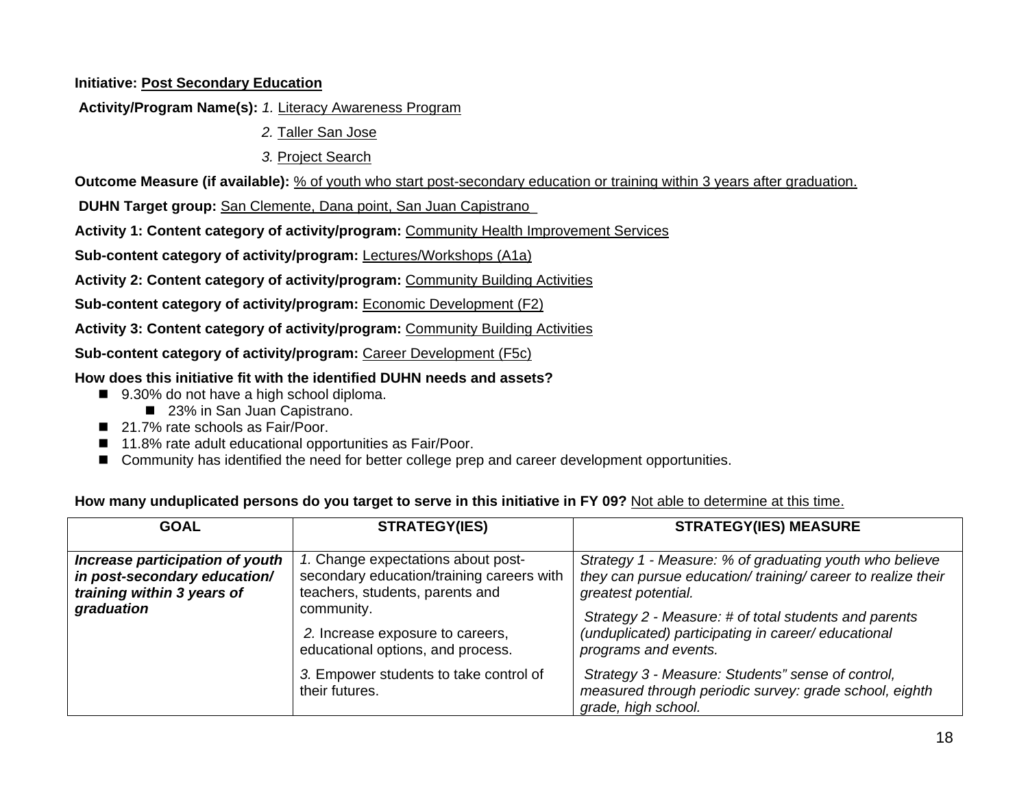**Initiative:** Post Secondary Education

**Activity/Program Name(s):** *1.* Literacy Awareness Program

*2.* Taller San Jose

*3.* Project Search

**Outcome Measure (if available):** % of youth who start post-secondary education or training within 3 years after graduation.

**DUHN Target group:** San Clemente, Dana point, San Juan Capistrano

**Activity 1: Content category of activity/program:** Community Health Improvement Services

**Sub-content category of activity/program:** Lectures/Workshops (A1a)

**Activity 2: Content category of activity/program:** Community Building Activities

**Sub-content category of activity/program:** Economic Development (F2)

**Activity 3: Content category of activity/program:** Community Building Activities

**Sub-content category of activity/program:** Career Development (F5c)

**How does this initiative fit with the identified DUHN needs and assets?**

- 9.30% do not have a high school diploma.
  - 23% in San Juan Capistrano.
- 21.7% rate schools as Fair/Poor.
- 11.8% rate adult educational opportunities as Fair/Poor.
- Community has identified the need for better college prep and career development opportunities.

**How many unduplicated persons do you target to serve in this initiative in FY 09?** Not able to determine at this time.

| GOAL | STRATEGY(IES) | STRATEGY(IES) MEASURE |
|---|---|---|
| ***Increase participation of youth in post-secondary education/ training within 3 years of graduation*** | *1.* Change expectations about post-secondary education/training careers with teachers, students, parents and community.<br><br>*2.* Increase exposure to careers, educational options, and process.<br><br>*3.* Empower students to take control of their futures. | *Strategy 1 - Measure: % of graduating youth who believe they can pursue education/ training/ career to realize their greatest potential.*<br><br>*Strategy 2 - Measure: # of total students and parents (unduplicated) participating in career/ educational programs and events.*<br><br>*Strategy 3 - Measure: Students" sense of control, measured through periodic survey: grade school, eighth grade, high school.* |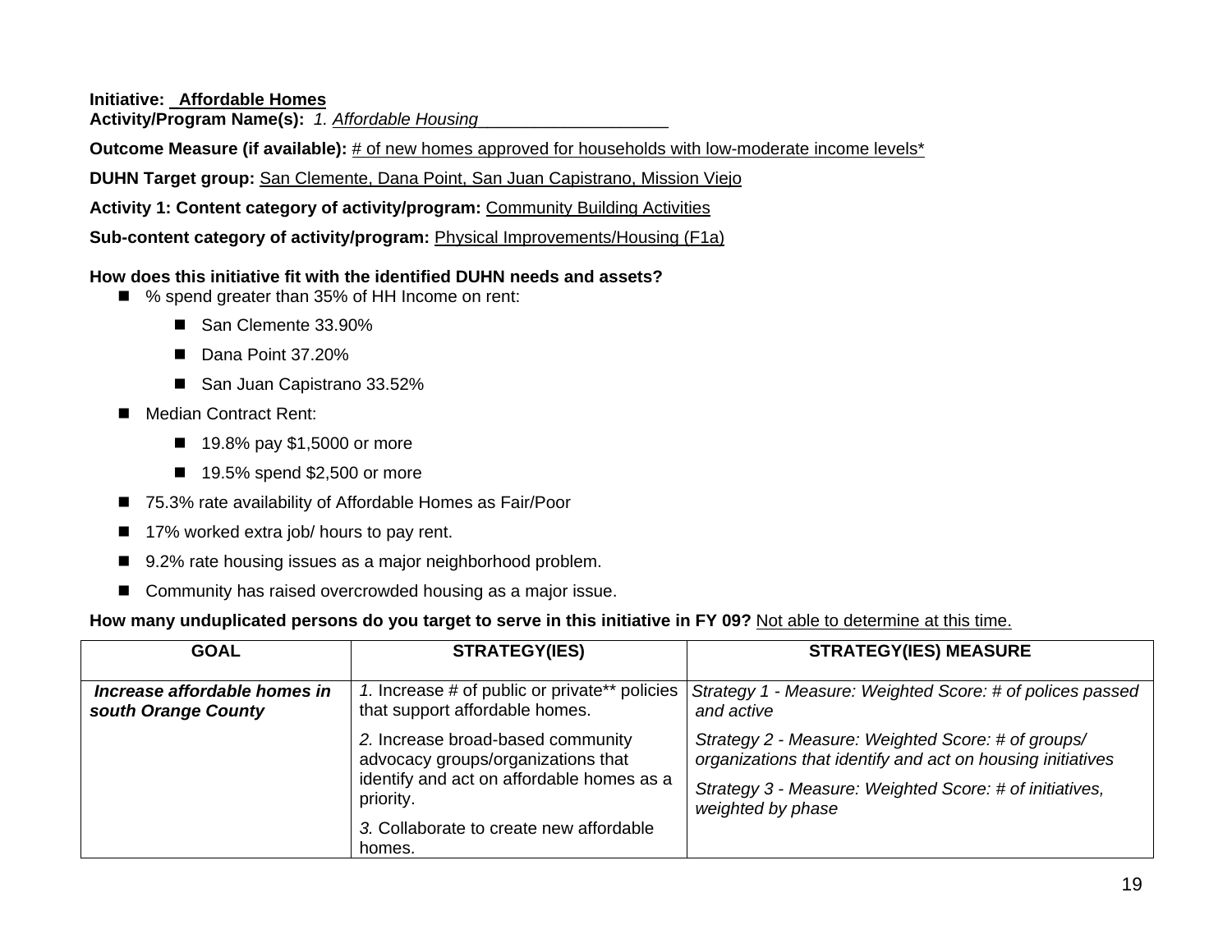**Initiative:** **Affordable Homes**
**Activity/Program Name(s):** *1. Affordable Housing*

**Outcome Measure (if available):** # of new homes approved for households with low-moderate income levels*

**DUHN Target group:** San Clemente, Dana Point, San Juan Capistrano, Mission Viejo

**Activity 1: Content category of activity/program:** Community Building Activities

**Sub-content category of activity/program:** Physical Improvements/Housing (F1a)

**How does this initiative fit with the identified DUHN needs and assets?**

- % spend greater than 35% of HH Income on rent:
  - San Clemente 33.90%
  - Dana Point 37.20%
  - San Juan Capistrano 33.52%
- Median Contract Rent:
  - 19.8% pay $1,5000 or more
  - 19.5% spend $2,500 or more
- 75.3% rate availability of Affordable Homes as Fair/Poor
- 17% worked extra job/ hours to pay rent.
- 9.2% rate housing issues as a major neighborhood problem.
- Community has raised overcrowded housing as a major issue.

**How many unduplicated persons do you target to serve in this initiative in FY 09?** Not able to determine at this time.

| GOAL | STRATEGY(IES) | STRATEGY(IES) MEASURE |
|---|---|---|
| ***Increase affordable homes in south Orange County*** | *1.* Increase # of public or private** policies that support affordable homes.<br><br>*2.* Increase broad-based community advocacy groups/organizations that identify and act on affordable homes as a priority.<br><br>*3.* Collaborate to create new affordable homes. | *Strategy 1 - Measure: Weighted Score: # of polices passed and active*<br><br>*Strategy 2 - Measure: Weighted Score: # of groups/ organizations that identify and act on housing initiatives*<br><br>*Strategy 3 - Measure: Weighted Score: # of initiatives, weighted by phase* |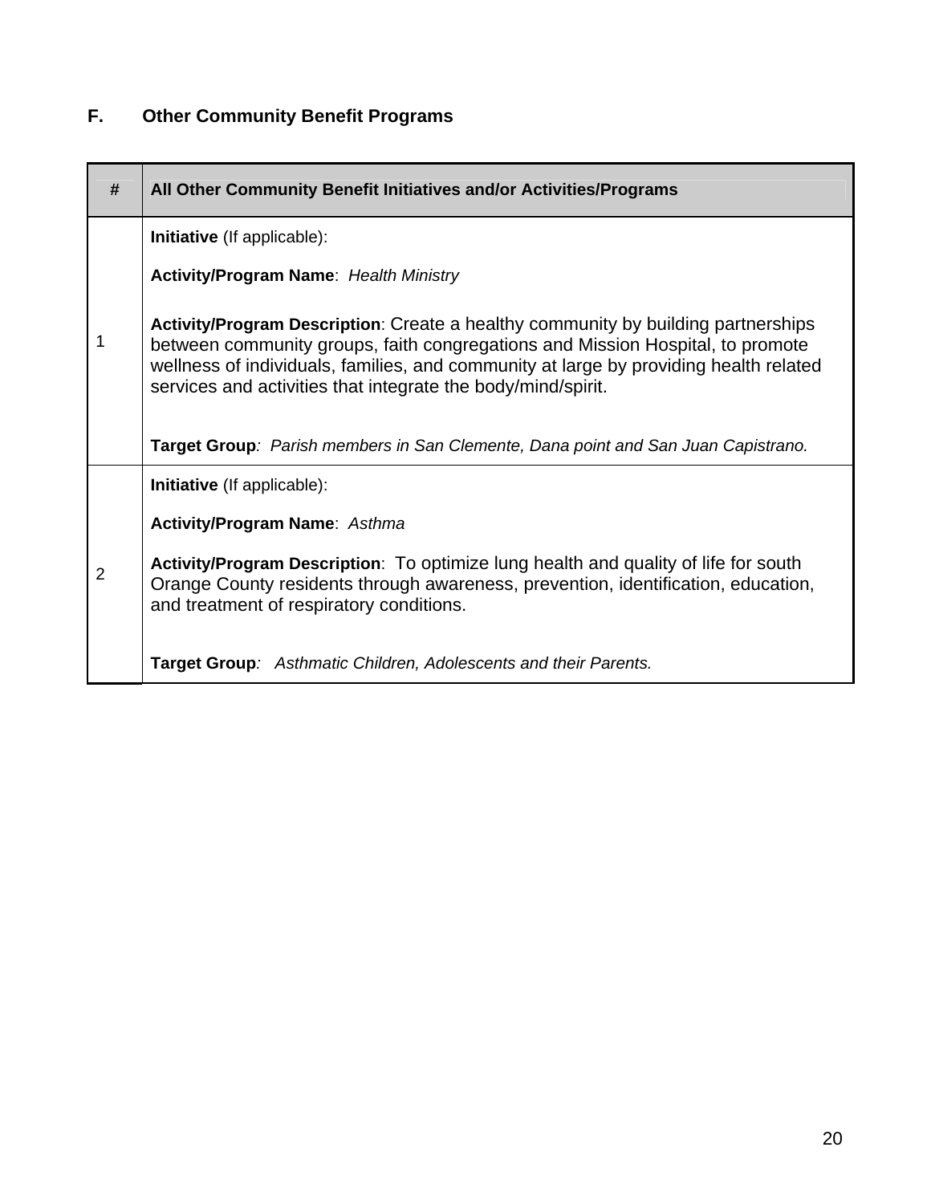## F. Other Community Benefit Programs

| # | All Other Community Benefit Initiatives and/or Activities/Programs |
|---|---|
| 1 | **Initiative** (If applicable):<br><br>**Activity/Program Name**: *Health Ministry*<br><br>**Activity/Program Description**: Create a healthy community by building partnerships between community groups, faith congregations and Mission Hospital, to promote wellness of individuals, families, and community at large by providing health related services and activities that integrate the body/mind/spirit.<br><br>**Target Group***: Parish members in San Clemente, Dana point and San Juan Capistrano.* |
| 2 | **Initiative** (If applicable):<br><br>**Activity/Program Name**: *Asthma*<br><br>**Activity/Program Description**: To optimize lung health and quality of life for south Orange County residents through awareness, prevention, identification, education, and treatment of respiratory conditions.<br><br>**Target Group***: Asthmatic Children, Adolescents and their Parents.* |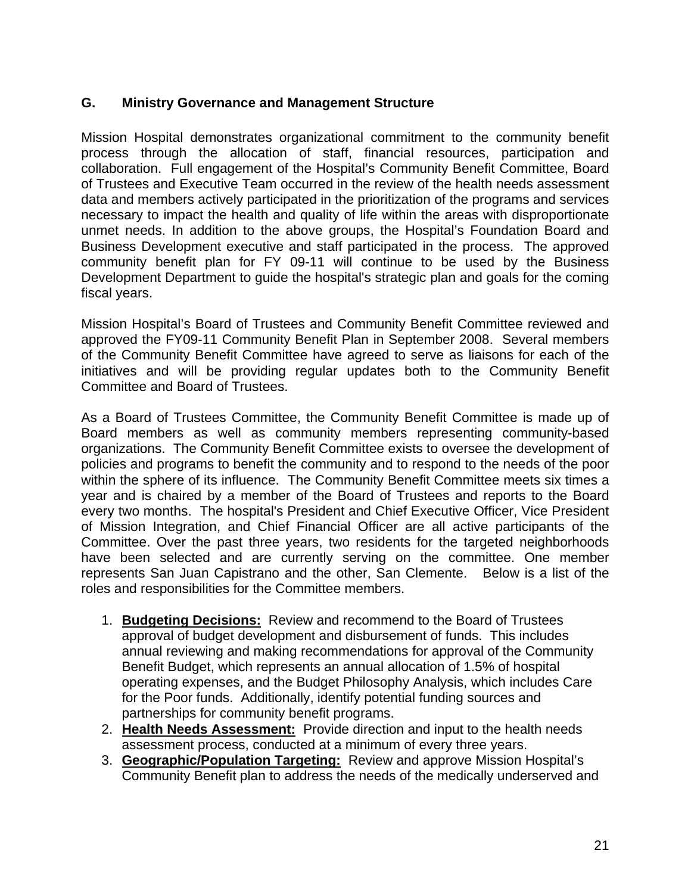## G. Ministry Governance and Management Structure

Mission Hospital demonstrates organizational commitment to the community benefit process through the allocation of staff, financial resources, participation and collaboration. Full engagement of the Hospital's Community Benefit Committee, Board of Trustees and Executive Team occurred in the review of the health needs assessment data and members actively participated in the prioritization of the programs and services necessary to impact the health and quality of life within the areas with disproportionate unmet needs. In addition to the above groups, the Hospital's Foundation Board and Business Development executive and staff participated in the process. The approved community benefit plan for FY 09-11 will continue to be used by the Business Development Department to guide the hospital's strategic plan and goals for the coming fiscal years.

Mission Hospital's Board of Trustees and Community Benefit Committee reviewed and approved the FY09-11 Community Benefit Plan in September 2008. Several members of the Community Benefit Committee have agreed to serve as liaisons for each of the initiatives and will be providing regular updates both to the Community Benefit Committee and Board of Trustees.

As a Board of Trustees Committee, the Community Benefit Committee is made up of Board members as well as community members representing community-based organizations. The Community Benefit Committee exists to oversee the development of policies and programs to benefit the community and to respond to the needs of the poor within the sphere of its influence. The Community Benefit Committee meets six times a year and is chaired by a member of the Board of Trustees and reports to the Board every two months. The hospital's President and Chief Executive Officer, Vice President of Mission Integration, and Chief Financial Officer are all active participants of the Committee. Over the past three years, two residents for the targeted neighborhoods have been selected and are currently serving on the committee. One member represents San Juan Capistrano and the other, San Clemente. Below is a list of the roles and responsibilities for the Committee members.

1. **Budgeting Decisions:** Review and recommend to the Board of Trustees approval of budget development and disbursement of funds. This includes annual reviewing and making recommendations for approval of the Community Benefit Budget, which represents an annual allocation of 1.5% of hospital operating expenses, and the Budget Philosophy Analysis, which includes Care for the Poor funds. Additionally, identify potential funding sources and partnerships for community benefit programs.
2. **Health Needs Assessment:** Provide direction and input to the health needs assessment process, conducted at a minimum of every three years.
3. **Geographic/Population Targeting:** Review and approve Mission Hospital's Community Benefit plan to address the needs of the medically underserved and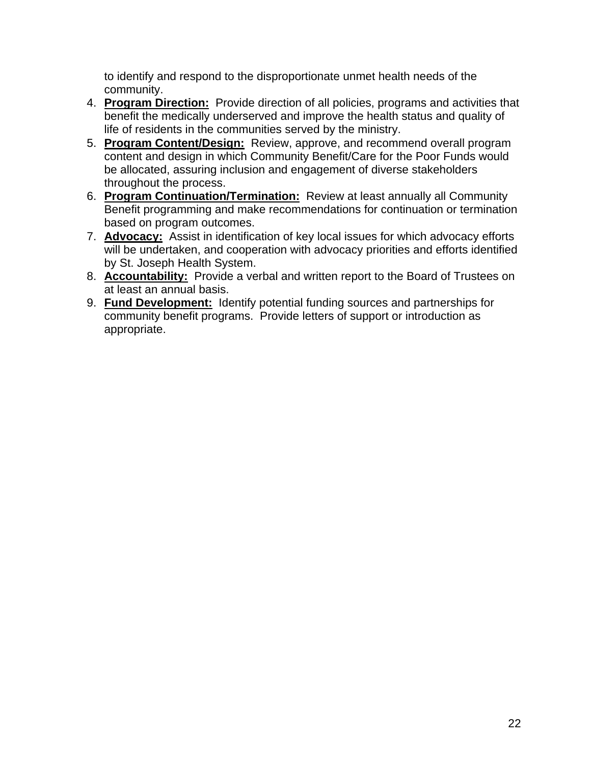to identify and respond to the disproportionate unmet health needs of the community.

4. **Program Direction:** Provide direction of all policies, programs and activities that benefit the medically underserved and improve the health status and quality of life of residents in the communities served by the ministry.
5. **Program Content/Design:** Review, approve, and recommend overall program content and design in which Community Benefit/Care for the Poor Funds would be allocated, assuring inclusion and engagement of diverse stakeholders throughout the process.
6. **Program Continuation/Termination:** Review at least annually all Community Benefit programming and make recommendations for continuation or termination based on program outcomes.
7. **Advocacy:** Assist in identification of key local issues for which advocacy efforts will be undertaken, and cooperation with advocacy priorities and efforts identified by St. Joseph Health System.
8. **Accountability:** Provide a verbal and written report to the Board of Trustees on at least an annual basis.
9. **Fund Development:** Identify potential funding sources and partnerships for community benefit programs. Provide letters of support or introduction as appropriate.